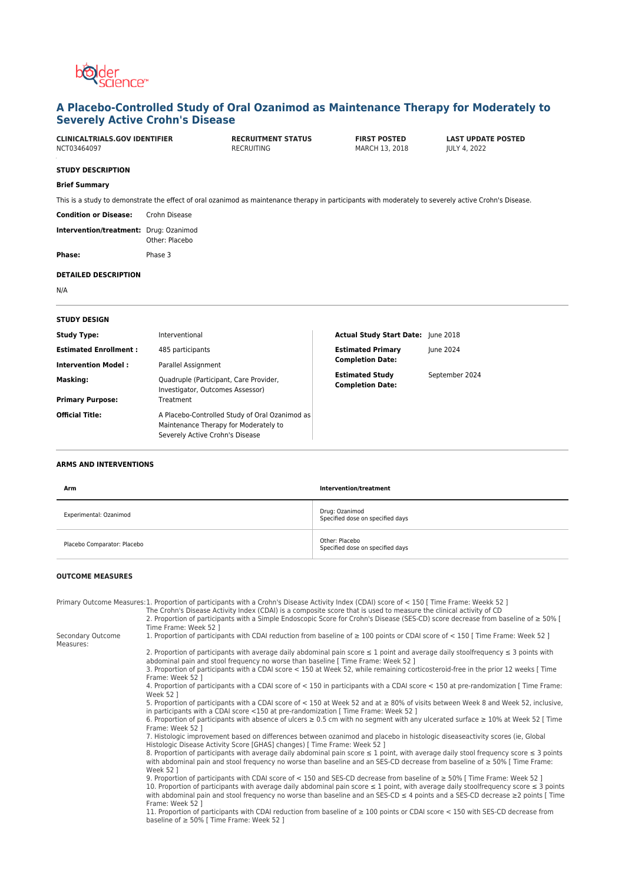# A Placebo-Controlled Study of Oral Ozanimod as Maintenance Therapy for Moderately to Severely Active Crohn's Disease

| CLINICALTRIALS.GOV IDENTIFIER | RECRUITMENT STATUS | FIRST POSTED | LAST UPDATE POSTED |
|---|---|---|---|
| NCT03464097 | RECRUITING | MARCH 13, 2018 | JULY 4, 2022 |

## STUDY DESCRIPTION

### Brief Summary

This is a study to demonstrate the effect of oral ozanimod as maintenance therapy in participants with moderately to severely active Crohn's Disease.

**Condition or Disease:** Crohn Disease

**Intervention/treatment:** Drug: Ozanimod
Other: Placebo

**Phase:** Phase 3

## DETAILED DESCRIPTION

N/A

## STUDY DESIGN

**Study Type:** Interventional

**Estimated Enrollment :** 485 participants

**Intervention Model :** Parallel Assignment

**Masking:** Quadruple (Participant, Care Provider, Investigator, Outcomes Assessor)

**Primary Purpose:** Treatment

**Official Title:** A Placebo-Controlled Study of Oral Ozanimod as Maintenance Therapy for Moderately to Severely Active Crohn's Disease

**Actual Study Start Date:** June 2018

**Estimated Primary Completion Date:** June 2024

**Estimated Study Completion Date:** September 2024

## ARMS AND INTERVENTIONS

| Arm | Intervention/treatment |
|---|---|
| Experimental: Ozanimod | Drug: Ozanimod<br>Specified dose on specified days |
| Placebo Comparator: Placebo | Other: Placebo<br>Specified dose on specified days |

## OUTCOME MEASURES

**Primary Outcome Measures:**

1. Proportion of participants with a Crohn's Disease Activity Index (CDAI) score of < 150 [ Time Frame: Weekk 52 ]
   The Crohn's Disease Activity Index (CDAI) is a composite score that is used to measure the clinical activity of CD
2. Proportion of participants with a Simple Endoscopic Score for Crohn's Disease (SES-CD) score decrease from baseline of ≥ 50% [ Time Frame: Week 52 ]

**Secondary Outcome Measures:**

1. Proportion of participants with CDAI reduction from baseline of ≥ 100 points or CDAI score of < 150 [ Time Frame: Week 52 ]
2. Proportion of participants with average daily abdominal pain score ≤ 1 point and average daily stoolfrequency ≤ 3 points with abdominal pain and stool frequency no worse than baseline [ Time Frame: Week 52 ]
3. Proportion of participants with a CDAI score < 150 at Week 52, while remaining corticosteroid-free in the prior 12 weeks [ Time Frame: Week 52 ]
4. Proportion of participants with a CDAI score of < 150 in participants with a CDAI score < 150 at pre-randomization [ Time Frame: Week 52 ]
5. Proportion of participants with a CDAI score of < 150 at Week 52 and at ≥ 80% of visits between Week 8 and Week 52, inclusive, in participants with a CDAI score <150 at pre-randomization [ Time Frame: Week 52 ]
6. Proportion of participants with absence of ulcers ≥ 0.5 cm with no segment with any ulcerated surface ≥ 10% at Week 52 [ Time Frame: Week 52 ]
7. Histologic improvement based on differences between ozanimod and placebo in histologic diseaseactivity scores (ie, Global Histologic Disease Activity Score [GHAS] changes) [ Time Frame: Week 52 ]
8. Proportion of participants with average daily abdominal pain score ≤ 1 point, with average daily stool frequency score ≤ 3 points with abdominal pain and stool frequency no worse than baseline and an SES-CD decrease from baseline of ≥ 50% [ Time Frame: Week 52 ]
9. Proportion of participants with CDAI score of < 150 and SES-CD decrease from baseline of ≥ 50% [ Time Frame: Week 52 ]
10. Proportion of participants with average daily abdominal pain score ≤ 1 point, with average daily stoolfrequency score ≤ 3 points with abdominal pain and stool frequency no worse than baseline and an SES-CD ≤ 4 points and a SES-CD decrease ≥2 points [ Time Frame: Week 52 ]
11. Proportion of participants with CDAI reduction from baseline of ≥ 100 points or CDAI score < 150 with SES-CD decrease from baseline of ≥ 50% [ Time Frame: Week 52 ]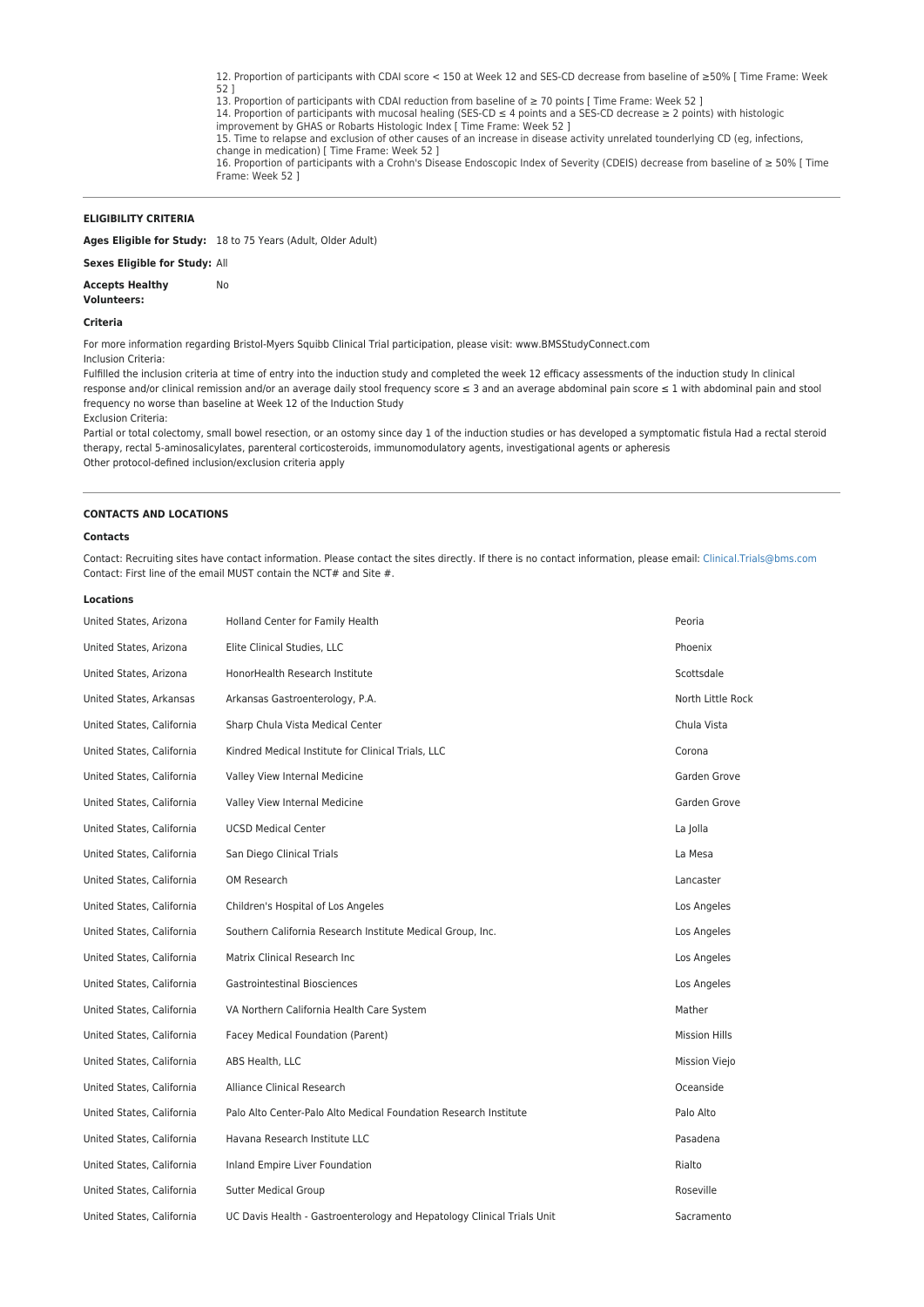12. Proportion of participants with CDAI score < 150 at Week 12 and SES-CD decrease from baseline of ≥50% [ Time Frame: Week 52 ]
13. Proportion of participants with CDAI reduction from baseline of ≥ 70 points [ Time Frame: Week 52 ]
14. Proportion of participants with mucosal healing (SES-CD ≤ 4 points and a SES-CD decrease ≥ 2 points) with histologic improvement by GHAS or Robarts Histologic Index [ Time Frame: Week 52 ]
15. Time to relapse and exclusion of other causes of an increase in disease activity unrelated tounderlying CD (eg, infections, change in medication) [ Time Frame: Week 52 ]
16. Proportion of participants with a Crohn's Disease Endoscopic Index of Severity (CDEIS) decrease from baseline of ≥ 50% [ Time Frame: Week 52 ]

## ELIGIBILITY CRITERIA

**Ages Eligible for Study:** 18 to 75 Years (Adult, Older Adult)

**Sexes Eligible for Study:** All

**Accepts Healthy Volunteers:** No

### Criteria

For more information regarding Bristol-Myers Squibb Clinical Trial participation, please visit: www.BMSStudyConnect.com
Inclusion Criteria:
Fulfilled the inclusion criteria at time of entry into the induction study and completed the week 12 efficacy assessments of the induction study In clinical response and/or clinical remission and/or an average daily stool frequency score ≤ 3 and an average abdominal pain score ≤ 1 with abdominal pain and stool frequency no worse than baseline at Week 12 of the Induction Study
Exclusion Criteria:
Partial or total colectomy, small bowel resection, or an ostomy since day 1 of the induction studies or has developed a symptomatic fistula Had a rectal steroid therapy, rectal 5-aminosalicylates, parenteral corticosteroids, immunomodulatory agents, investigational agents or apheresis
Other protocol-defined inclusion/exclusion criteria apply

## CONTACTS AND LOCATIONS

### Contacts

Contact: Recruiting sites have contact information. Please contact the sites directly. If there is no contact information, please email: Clinical.Trials@bms.com
Contact: First line of the email MUST contain the NCT# and Site #.

### Locations

| | | |
|---|---|---|
| United States, Arizona | Holland Center for Family Health | Peoria |
| United States, Arizona | Elite Clinical Studies, LLC | Phoenix |
| United States, Arizona | HonorHealth Research Institute | Scottsdale |
| United States, Arkansas | Arkansas Gastroenterology, P.A. | North Little Rock |
| United States, California | Sharp Chula Vista Medical Center | Chula Vista |
| United States, California | Kindred Medical Institute for Clinical Trials, LLC | Corona |
| United States, California | Valley View Internal Medicine | Garden Grove |
| United States, California | Valley View Internal Medicine | Garden Grove |
| United States, California | UCSD Medical Center | La Jolla |
| United States, California | San Diego Clinical Trials | La Mesa |
| United States, California | OM Research | Lancaster |
| United States, California | Children's Hospital of Los Angeles | Los Angeles |
| United States, California | Southern California Research Institute Medical Group, Inc. | Los Angeles |
| United States, California | Matrix Clinical Research Inc | Los Angeles |
| United States, California | Gastrointestinal Biosciences | Los Angeles |
| United States, California | VA Northern California Health Care System | Mather |
| United States, California | Facey Medical Foundation (Parent) | Mission Hills |
| United States, California | ABS Health, LLC | Mission Viejo |
| United States, California | Alliance Clinical Research | Oceanside |
| United States, California | Palo Alto Center-Palo Alto Medical Foundation Research Institute | Palo Alto |
| United States, California | Havana Research Institute LLC | Pasadena |
| United States, California | Inland Empire Liver Foundation | Rialto |
| United States, California | Sutter Medical Group | Roseville |
| United States, California | UC Davis Health - Gastroenterology and Hepatology Clinical Trials Unit | Sacramento |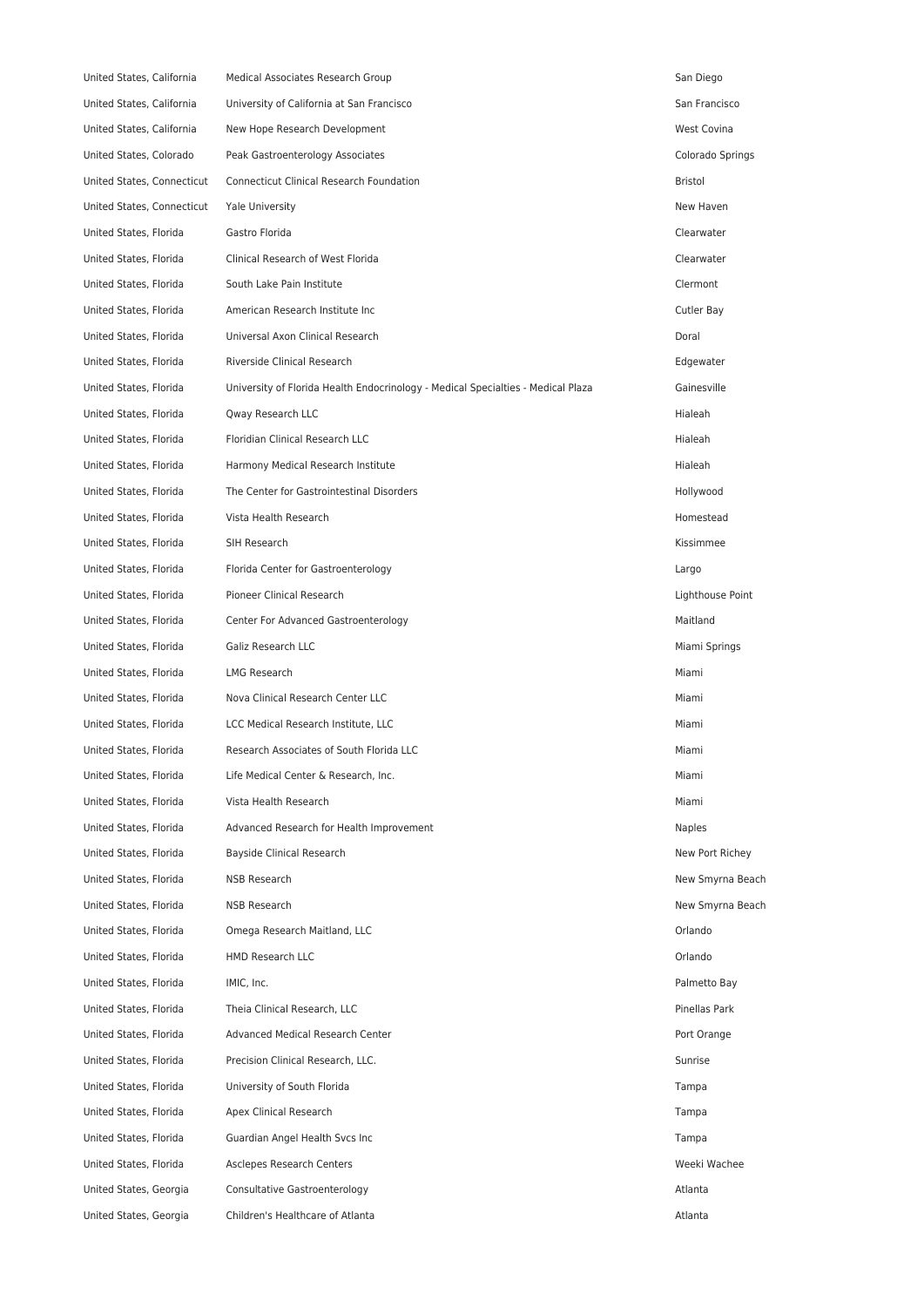| | | |
|---|---|---|
| United States, California | Medical Associates Research Group | San Diego |
| United States, California | University of California at San Francisco | San Francisco |
| United States, California | New Hope Research Development | West Covina |
| United States, Colorado | Peak Gastroenterology Associates | Colorado Springs |
| United States, Connecticut | Connecticut Clinical Research Foundation | Bristol |
| United States, Connecticut | Yale University | New Haven |
| United States, Florida | Gastro Florida | Clearwater |
| United States, Florida | Clinical Research of West Florida | Clearwater |
| United States, Florida | South Lake Pain Institute | Clermont |
| United States, Florida | American Research Institute Inc | Cutler Bay |
| United States, Florida | Universal Axon Clinical Research | Doral |
| United States, Florida | Riverside Clinical Research | Edgewater |
| United States, Florida | University of Florida Health Endocrinology - Medical Specialties - Medical Plaza | Gainesville |
| United States, Florida | Qway Research LLC | Hialeah |
| United States, Florida | Floridian Clinical Research LLC | Hialeah |
| United States, Florida | Harmony Medical Research Institute | Hialeah |
| United States, Florida | The Center for Gastrointestinal Disorders | Hollywood |
| United States, Florida | Vista Health Research | Homestead |
| United States, Florida | SIH Research | Kissimmee |
| United States, Florida | Florida Center for Gastroenterology | Largo |
| United States, Florida | Pioneer Clinical Research | Lighthouse Point |
| United States, Florida | Center For Advanced Gastroenterology | Maitland |
| United States, Florida | Galiz Research LLC | Miami Springs |
| United States, Florida | LMG Research | Miami |
| United States, Florida | Nova Clinical Research Center LLC | Miami |
| United States, Florida | LCC Medical Research Institute, LLC | Miami |
| United States, Florida | Research Associates of South Florida LLC | Miami |
| United States, Florida | Life Medical Center & Research, Inc. | Miami |
| United States, Florida | Vista Health Research | Miami |
| United States, Florida | Advanced Research for Health Improvement | Naples |
| United States, Florida | Bayside Clinical Research | New Port Richey |
| United States, Florida | NSB Research | New Smyrna Beach |
| United States, Florida | NSB Research | New Smyrna Beach |
| United States, Florida | Omega Research Maitland, LLC | Orlando |
| United States, Florida | HMD Research LLC | Orlando |
| United States, Florida | IMIC, Inc. | Palmetto Bay |
| United States, Florida | Theia Clinical Research, LLC | Pinellas Park |
| United States, Florida | Advanced Medical Research Center | Port Orange |
| United States, Florida | Precision Clinical Research, LLC. | Sunrise |
| United States, Florida | University of South Florida | Tampa |
| United States, Florida | Apex Clinical Research | Tampa |
| United States, Florida | Guardian Angel Health Svcs Inc | Tampa |
| United States, Florida | Asclepes Research Centers | Weeki Wachee |
| United States, Georgia | Consultative Gastroenterology | Atlanta |
| United States, Georgia | Children's Healthcare of Atlanta | Atlanta |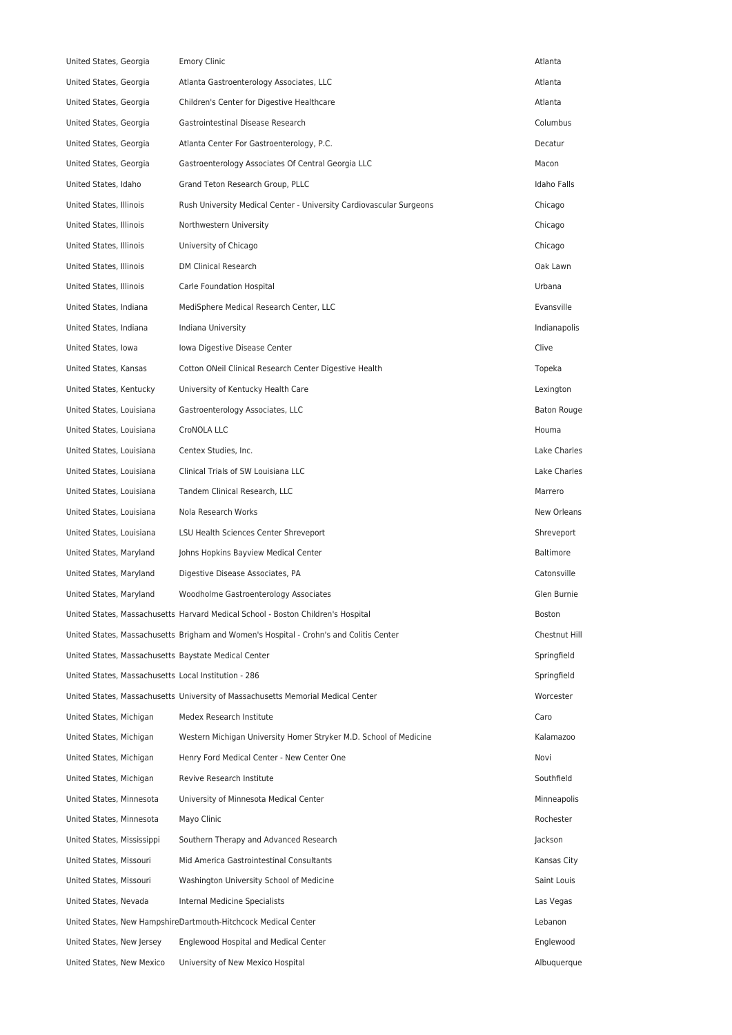| | | |
|---|---|---|
| United States, Georgia | Emory Clinic | Atlanta |
| United States, Georgia | Atlanta Gastroenterology Associates, LLC | Atlanta |
| United States, Georgia | Children's Center for Digestive Healthcare | Atlanta |
| United States, Georgia | Gastrointestinal Disease Research | Columbus |
| United States, Georgia | Atlanta Center For Gastroenterology, P.C. | Decatur |
| United States, Georgia | Gastroenterology Associates Of Central Georgia LLC | Macon |
| United States, Idaho | Grand Teton Research Group, PLLC | Idaho Falls |
| United States, Illinois | Rush University Medical Center - University Cardiovascular Surgeons | Chicago |
| United States, Illinois | Northwestern University | Chicago |
| United States, Illinois | University of Chicago | Chicago |
| United States, Illinois | DM Clinical Research | Oak Lawn |
| United States, Illinois | Carle Foundation Hospital | Urbana |
| United States, Indiana | MediSphere Medical Research Center, LLC | Evansville |
| United States, Indiana | Indiana University | Indianapolis |
| United States, Iowa | Iowa Digestive Disease Center | Clive |
| United States, Kansas | Cotton ONeil Clinical Research Center Digestive Health | Topeka |
| United States, Kentucky | University of Kentucky Health Care | Lexington |
| United States, Louisiana | Gastroenterology Associates, LLC | Baton Rouge |
| United States, Louisiana | CroNOLA LLC | Houma |
| United States, Louisiana | Centex Studies, Inc. | Lake Charles |
| United States, Louisiana | Clinical Trials of SW Louisiana LLC | Lake Charles |
| United States, Louisiana | Tandem Clinical Research, LLC | Marrero |
| United States, Louisiana | Nola Research Works | New Orleans |
| United States, Louisiana | LSU Health Sciences Center Shreveport | Shreveport |
| United States, Maryland | Johns Hopkins Bayview Medical Center | Baltimore |
| United States, Maryland | Digestive Disease Associates, PA | Catonsville |
| United States, Maryland | Woodholme Gastroenterology Associates | Glen Burnie |
| United States, Massachusetts | Harvard Medical School - Boston Children's Hospital | Boston |
| United States, Massachusetts | Brigham and Women's Hospital - Crohn's and Colitis Center | Chestnut Hill |
| United States, Massachusetts | Baystate Medical Center | Springfield |
| United States, Massachusetts | Local Institution - 286 | Springfield |
| United States, Massachusetts | University of Massachusetts Memorial Medical Center | Worcester |
| United States, Michigan | Medex Research Institute | Caro |
| United States, Michigan | Western Michigan University Homer Stryker M.D. School of Medicine | Kalamazoo |
| United States, Michigan | Henry Ford Medical Center - New Center One | Novi |
| United States, Michigan | Revive Research Institute | Southfield |
| United States, Minnesota | University of Minnesota Medical Center | Minneapolis |
| United States, Minnesota | Mayo Clinic | Rochester |
| United States, Mississippi | Southern Therapy and Advanced Research | Jackson |
| United States, Missouri | Mid America Gastrointestinal Consultants | Kansas City |
| United States, Missouri | Washington University School of Medicine | Saint Louis |
| United States, Nevada | Internal Medicine Specialists | Las Vegas |
| United States, New Hampshire | Dartmouth-Hitchcock Medical Center | Lebanon |
| United States, New Jersey | Englewood Hospital and Medical Center | Englewood |
| United States, New Mexico | University of New Mexico Hospital | Albuquerque |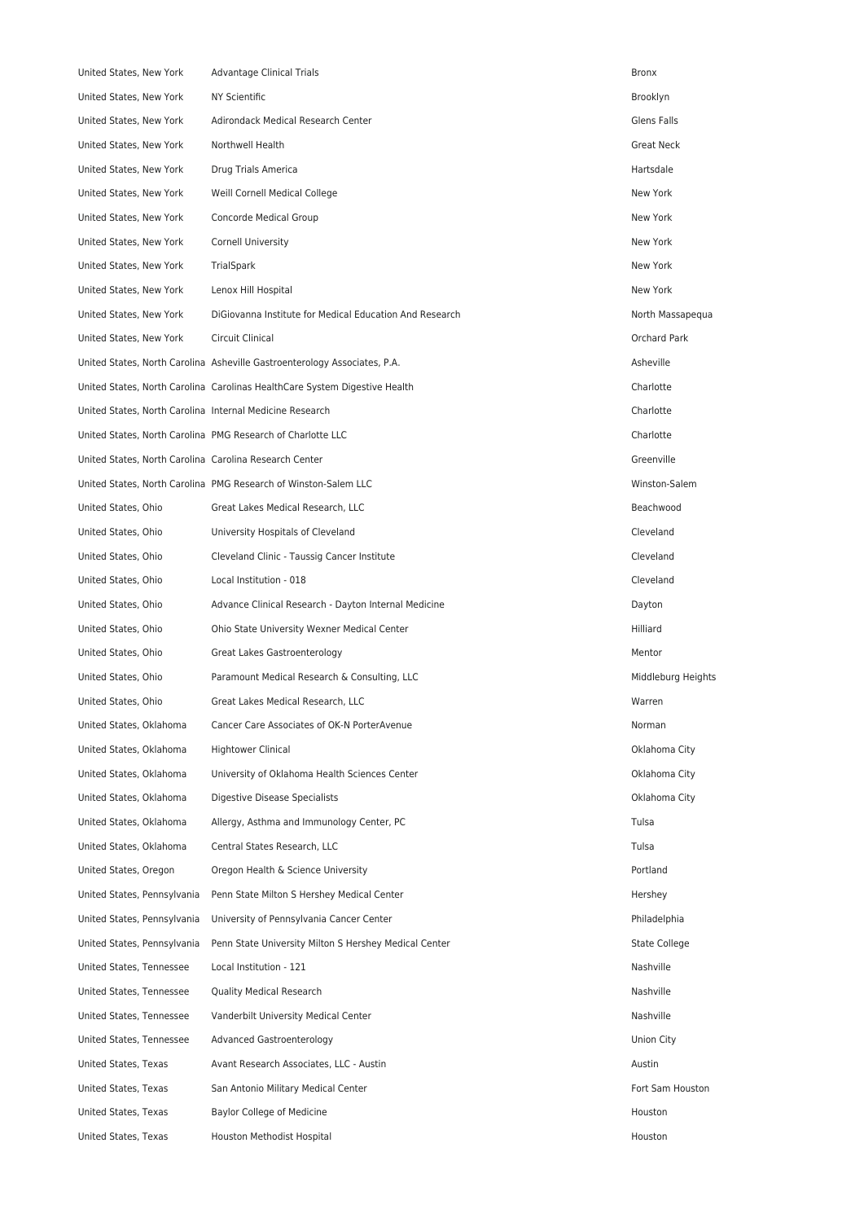| | | |
|---|---|---|
| United States, New York | Advantage Clinical Trials | Bronx |
| United States, New York | NY Scientific | Brooklyn |
| United States, New York | Adirondack Medical Research Center | Glens Falls |
| United States, New York | Northwell Health | Great Neck |
| United States, New York | Drug Trials America | Hartsdale |
| United States, New York | Weill Cornell Medical College | New York |
| United States, New York | Concorde Medical Group | New York |
| United States, New York | Cornell University | New York |
| United States, New York | TrialSpark | New York |
| United States, New York | Lenox Hill Hospital | New York |
| United States, New York | DiGiovanna Institute for Medical Education And Research | North Massapequa |
| United States, New York | Circuit Clinical | Orchard Park |
| United States, North Carolina | Asheville Gastroenterology Associates, P.A. | Asheville |
| United States, North Carolina | Carolinas HealthCare System Digestive Health | Charlotte |
| United States, North Carolina | Internal Medicine Research | Charlotte |
| United States, North Carolina | PMG Research of Charlotte LLC | Charlotte |
| United States, North Carolina | Carolina Research Center | Greenville |
| United States, North Carolina | PMG Research of Winston-Salem LLC | Winston-Salem |
| United States, Ohio | Great Lakes Medical Research, LLC | Beachwood |
| United States, Ohio | University Hospitals of Cleveland | Cleveland |
| United States, Ohio | Cleveland Clinic - Taussig Cancer Institute | Cleveland |
| United States, Ohio | Local Institution - 018 | Cleveland |
| United States, Ohio | Advance Clinical Research - Dayton Internal Medicine | Dayton |
| United States, Ohio | Ohio State University Wexner Medical Center | Hilliard |
| United States, Ohio | Great Lakes Gastroenterology | Mentor |
| United States, Ohio | Paramount Medical Research & Consulting, LLC | Middleburg Heights |
| United States, Ohio | Great Lakes Medical Research, LLC | Warren |
| United States, Oklahoma | Cancer Care Associates of OK-N PorterAvenue | Norman |
| United States, Oklahoma | Hightower Clinical | Oklahoma City |
| United States, Oklahoma | University of Oklahoma Health Sciences Center | Oklahoma City |
| United States, Oklahoma | Digestive Disease Specialists | Oklahoma City |
| United States, Oklahoma | Allergy, Asthma and Immunology Center, PC | Tulsa |
| United States, Oklahoma | Central States Research, LLC | Tulsa |
| United States, Oregon | Oregon Health & Science University | Portland |
| United States, Pennsylvania | Penn State Milton S Hershey Medical Center | Hershey |
| United States, Pennsylvania | University of Pennsylvania Cancer Center | Philadelphia |
| United States, Pennsylvania | Penn State University Milton S Hershey Medical Center | State College |
| United States, Tennessee | Local Institution - 121 | Nashville |
| United States, Tennessee | Quality Medical Research | Nashville |
| United States, Tennessee | Vanderbilt University Medical Center | Nashville |
| United States, Tennessee | Advanced Gastroenterology | Union City |
| United States, Texas | Avant Research Associates, LLC - Austin | Austin |
| United States, Texas | San Antonio Military Medical Center | Fort Sam Houston |
| United States, Texas | Baylor College of Medicine | Houston |
| United States, Texas | Houston Methodist Hospital | Houston |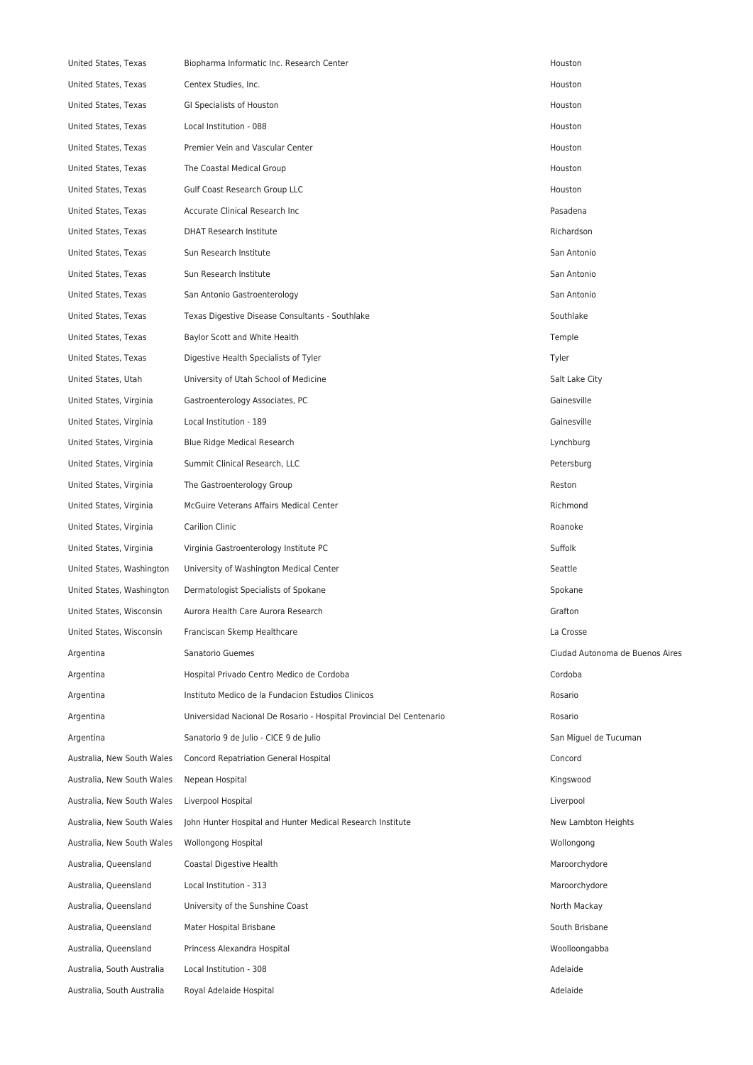| | | |
|---|---|---|
| United States, Texas | Biopharma Informatic Inc. Research Center | Houston |
| United States, Texas | Centex Studies, Inc. | Houston |
| United States, Texas | GI Specialists of Houston | Houston |
| United States, Texas | Local Institution - 088 | Houston |
| United States, Texas | Premier Vein and Vascular Center | Houston |
| United States, Texas | The Coastal Medical Group | Houston |
| United States, Texas | Gulf Coast Research Group LLC | Houston |
| United States, Texas | Accurate Clinical Research Inc | Pasadena |
| United States, Texas | DHAT Research Institute | Richardson |
| United States, Texas | Sun Research Institute | San Antonio |
| United States, Texas | Sun Research Institute | San Antonio |
| United States, Texas | San Antonio Gastroenterology | San Antonio |
| United States, Texas | Texas Digestive Disease Consultants - Southlake | Southlake |
| United States, Texas | Baylor Scott and White Health | Temple |
| United States, Texas | Digestive Health Specialists of Tyler | Tyler |
| United States, Utah | University of Utah School of Medicine | Salt Lake City |
| United States, Virginia | Gastroenterology Associates, PC | Gainesville |
| United States, Virginia | Local Institution - 189 | Gainesville |
| United States, Virginia | Blue Ridge Medical Research | Lynchburg |
| United States, Virginia | Summit Clinical Research, LLC | Petersburg |
| United States, Virginia | The Gastroenterology Group | Reston |
| United States, Virginia | McGuire Veterans Affairs Medical Center | Richmond |
| United States, Virginia | Carilion Clinic | Roanoke |
| United States, Virginia | Virginia Gastroenterology Institute PC | Suffolk |
| United States, Washington | University of Washington Medical Center | Seattle |
| United States, Washington | Dermatologist Specialists of Spokane | Spokane |
| United States, Wisconsin | Aurora Health Care Aurora Research | Grafton |
| United States, Wisconsin | Franciscan Skemp Healthcare | La Crosse |
| Argentina | Sanatorio Guemes | Ciudad Autonoma de Buenos Aires |
| Argentina | Hospital Privado Centro Medico de Cordoba | Cordoba |
| Argentina | Instituto Medico de la Fundacion Estudios Clinicos | Rosario |
| Argentina | Universidad Nacional De Rosario - Hospital Provincial Del Centenario | Rosario |
| Argentina | Sanatorio 9 de Julio - CICE 9 de Julio | San Miguel de Tucuman |
| Australia, New South Wales | Concord Repatriation General Hospital | Concord |
| Australia, New South Wales | Nepean Hospital | Kingswood |
| Australia, New South Wales | Liverpool Hospital | Liverpool |
| Australia, New South Wales | John Hunter Hospital and Hunter Medical Research Institute | New Lambton Heights |
| Australia, New South Wales | Wollongong Hospital | Wollongong |
| Australia, Queensland | Coastal Digestive Health | Maroorchydore |
| Australia, Queensland | Local Institution - 313 | Maroorchydore |
| Australia, Queensland | University of the Sunshine Coast | North Mackay |
| Australia, Queensland | Mater Hospital Brisbane | South Brisbane |
| Australia, Queensland | Princess Alexandra Hospital | Woolloongabba |
| Australia, South Australia | Local Institution - 308 | Adelaide |
| Australia, South Australia | Royal Adelaide Hospital | Adelaide |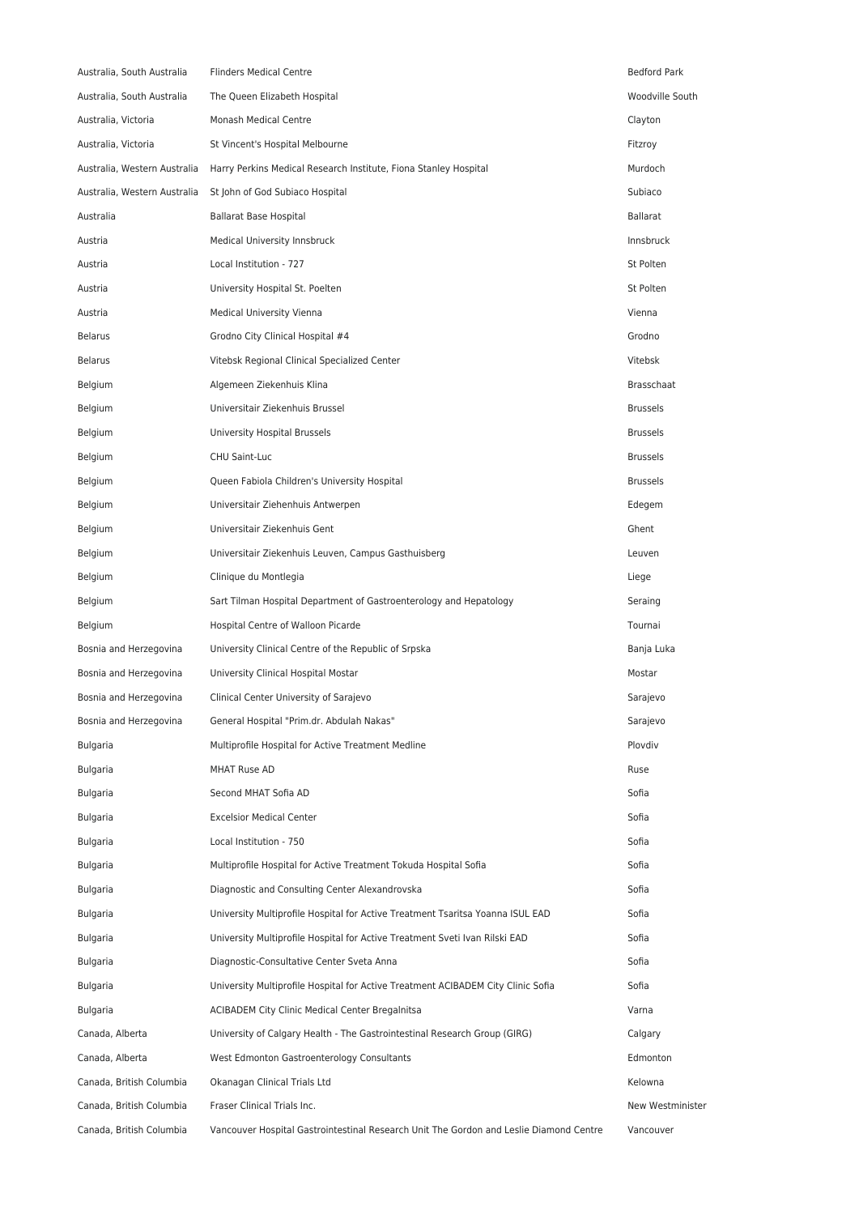| | | |
|---|---|---|
| Australia, South Australia | Flinders Medical Centre | Bedford Park |
| Australia, South Australia | The Queen Elizabeth Hospital | Woodville South |
| Australia, Victoria | Monash Medical Centre | Clayton |
| Australia, Victoria | St Vincent's Hospital Melbourne | Fitzroy |
| Australia, Western Australia | Harry Perkins Medical Research Institute, Fiona Stanley Hospital | Murdoch |
| Australia, Western Australia | St John of God Subiaco Hospital | Subiaco |
| Australia | Ballarat Base Hospital | Ballarat |
| Austria | Medical University Innsbruck | Innsbruck |
| Austria | Local Institution - 727 | St Polten |
| Austria | University Hospital St. Poelten | St Polten |
| Austria | Medical University Vienna | Vienna |
| Belarus | Grodno City Clinical Hospital #4 | Grodno |
| Belarus | Vitebsk Regional Clinical Specialized Center | Vitebsk |
| Belgium | Algemeen Ziekenhuis Klina | Brasschaat |
| Belgium | Universitair Ziekenhuis Brussel | Brussels |
| Belgium | University Hospital Brussels | Brussels |
| Belgium | CHU Saint-Luc | Brussels |
| Belgium | Queen Fabiola Children's University Hospital | Brussels |
| Belgium | Universitair Ziehenhuis Antwerpen | Edegem |
| Belgium | Universitair Ziekenhuis Gent | Ghent |
| Belgium | Universitair Ziekenhuis Leuven, Campus Gasthuisberg | Leuven |
| Belgium | Clinique du Montlegia | Liege |
| Belgium | Sart Tilman Hospital Department of Gastroenterology and Hepatology | Seraing |
| Belgium | Hospital Centre of Walloon Picarde | Tournai |
| Bosnia and Herzegovina | University Clinical Centre of the Republic of Srpska | Banja Luka |
| Bosnia and Herzegovina | University Clinical Hospital Mostar | Mostar |
| Bosnia and Herzegovina | Clinical Center University of Sarajevo | Sarajevo |
| Bosnia and Herzegovina | General Hospital "Prim.dr. Abdulah Nakas" | Sarajevo |
| Bulgaria | Multiprofile Hospital for Active Treatment Medline | Plovdiv |
| Bulgaria | MHAT Ruse AD | Ruse |
| Bulgaria | Second MHAT Sofia AD | Sofia |
| Bulgaria | Excelsior Medical Center | Sofia |
| Bulgaria | Local Institution - 750 | Sofia |
| Bulgaria | Multiprofile Hospital for Active Treatment Tokuda Hospital Sofia | Sofia |
| Bulgaria | Diagnostic and Consulting Center Alexandrovska | Sofia |
| Bulgaria | University Multiprofile Hospital for Active Treatment Tsaritsa Yoanna ISUL EAD | Sofia |
| Bulgaria | University Multiprofile Hospital for Active Treatment Sveti Ivan Rilski EAD | Sofia |
| Bulgaria | Diagnostic-Consultative Center Sveta Anna | Sofia |
| Bulgaria | University Multiprofile Hospital for Active Treatment ACIBADEM City Clinic Sofia | Sofia |
| Bulgaria | ACIBADEM City Clinic Medical Center Bregalnitsa | Varna |
| Canada, Alberta | University of Calgary Health - The Gastrointestinal Research Group (GIRG) | Calgary |
| Canada, Alberta | West Edmonton Gastroenterology Consultants | Edmonton |
| Canada, British Columbia | Okanagan Clinical Trials Ltd | Kelowna |
| Canada, British Columbia | Fraser Clinical Trials Inc. | New Westminister |
| Canada, British Columbia | Vancouver Hospital Gastrointestinal Research Unit The Gordon and Leslie Diamond Centre | Vancouver |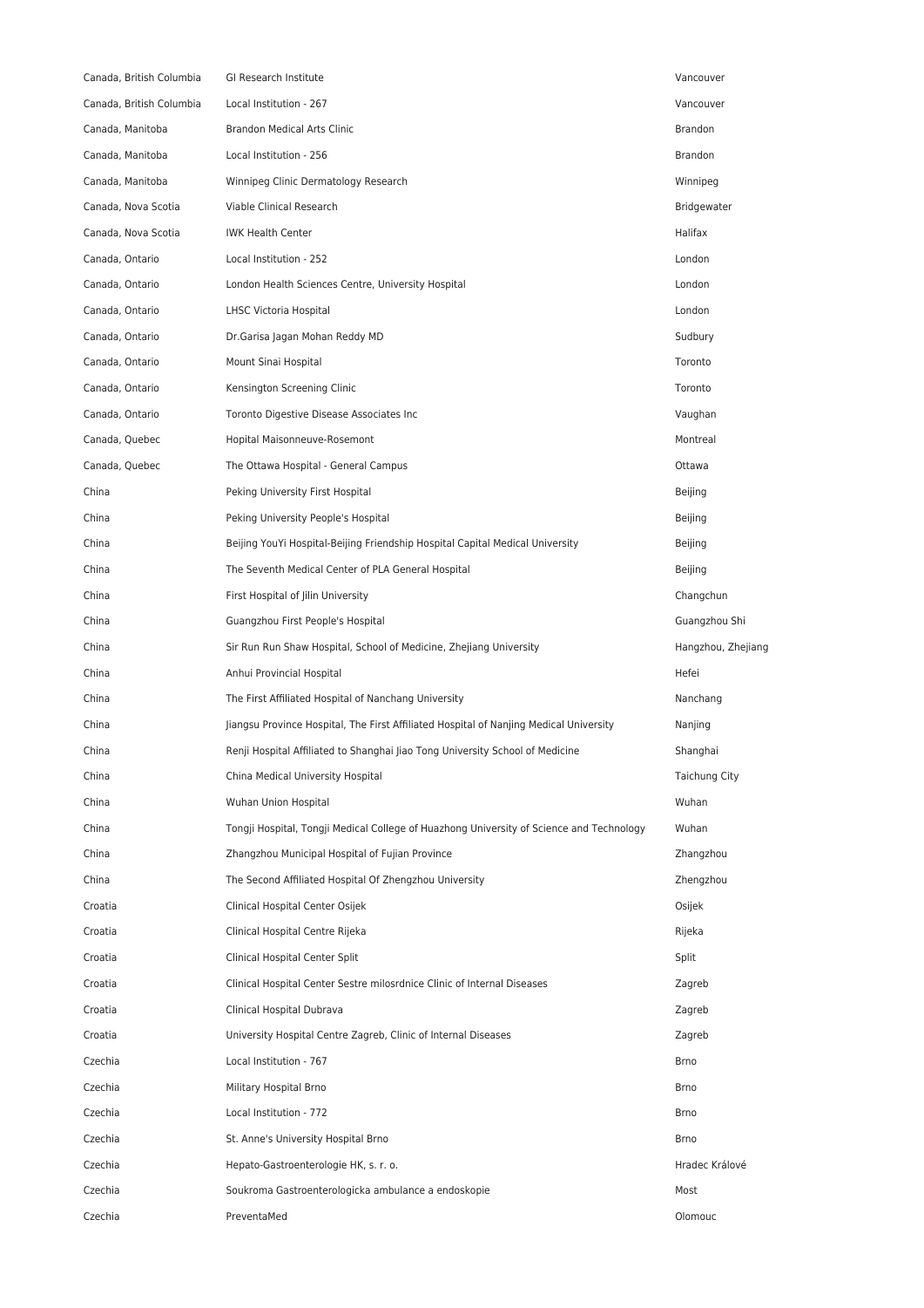| | | |
|---|---|---|
| Canada, British Columbia | GI Research Institute | Vancouver |
| Canada, British Columbia | Local Institution - 267 | Vancouver |
| Canada, Manitoba | Brandon Medical Arts Clinic | Brandon |
| Canada, Manitoba | Local Institution - 256 | Brandon |
| Canada, Manitoba | Winnipeg Clinic Dermatology Research | Winnipeg |
| Canada, Nova Scotia | Viable Clinical Research | Bridgewater |
| Canada, Nova Scotia | IWK Health Center | Halifax |
| Canada, Ontario | Local Institution - 252 | London |
| Canada, Ontario | London Health Sciences Centre, University Hospital | London |
| Canada, Ontario | LHSC Victoria Hospital | London |
| Canada, Ontario | Dr.Garisa Jagan Mohan Reddy MD | Sudbury |
| Canada, Ontario | Mount Sinai Hospital | Toronto |
| Canada, Ontario | Kensington Screening Clinic | Toronto |
| Canada, Ontario | Toronto Digestive Disease Associates Inc | Vaughan |
| Canada, Quebec | Hopital Maisonneuve-Rosemont | Montreal |
| Canada, Quebec | The Ottawa Hospital - General Campus | Ottawa |
| China | Peking University First Hospital | Beijing |
| China | Peking University People's Hospital | Beijing |
| China | Beijing YouYi Hospital-Beijing Friendship Hospital Capital Medical University | Beijing |
| China | The Seventh Medical Center of PLA General Hospital | Beijing |
| China | First Hospital of Jilin University | Changchun |
| China | Guangzhou First People's Hospital | Guangzhou Shi |
| China | Sir Run Run Shaw Hospital, School of Medicine, Zhejiang University | Hangzhou, Zhejiang |
| China | Anhui Provincial Hospital | Hefei |
| China | The First Affiliated Hospital of Nanchang University | Nanchang |
| China | Jiangsu Province Hospital, The First Affiliated Hospital of Nanjing Medical University | Nanjing |
| China | Renji Hospital Affiliated to Shanghai Jiao Tong University School of Medicine | Shanghai |
| China | China Medical University Hospital | Taichung City |
| China | Wuhan Union Hospital | Wuhan |
| China | Tongji Hospital, Tongji Medical College of Huazhong University of Science and Technology | Wuhan |
| China | Zhangzhou Municipal Hospital of Fujian Province | Zhangzhou |
| China | The Second Affiliated Hospital Of Zhengzhou University | Zhengzhou |
| Croatia | Clinical Hospital Center Osijek | Osijek |
| Croatia | Clinical Hospital Centre Rijeka | Rijeka |
| Croatia | Clinical Hospital Center Split | Split |
| Croatia | Clinical Hospital Center Sestre milosrdnice Clinic of Internal Diseases | Zagreb |
| Croatia | Clinical Hospital Dubrava | Zagreb |
| Croatia | University Hospital Centre Zagreb, Clinic of Internal Diseases | Zagreb |
| Czechia | Local Institution - 767 | Brno |
| Czechia | Military Hospital Brno | Brno |
| Czechia | Local Institution - 772 | Brno |
| Czechia | St. Anne's University Hospital Brno | Brno |
| Czechia | Hepato-Gastroenterologie HK, s. r. o. | Hradec Králové |
| Czechia | Soukroma Gastroenterologicka ambulance a endoskopie | Most |
| Czechia | PreventaMed | Olomouc |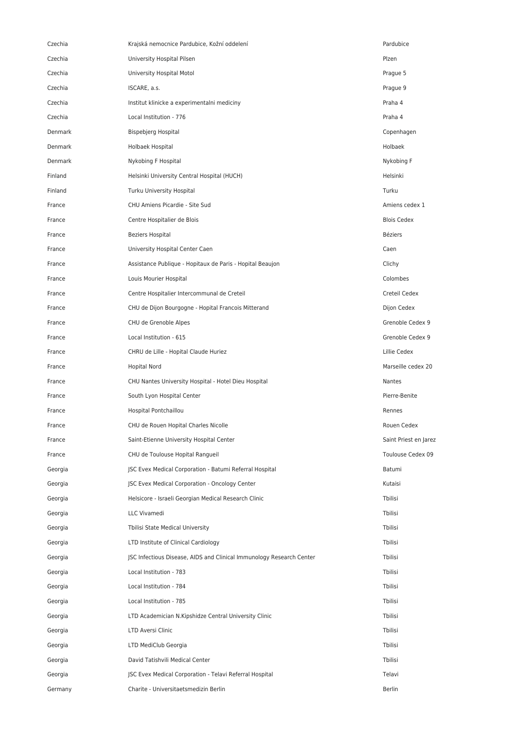| | | |
|---|---|---|
| Czechia | Krajská nemocnice Pardubice, Kožní oddelení | Pardubice |
| Czechia | University Hospital Pilsen | Plzen |
| Czechia | University Hospital Motol | Prague 5 |
| Czechia | ISCARE, a.s. | Prague 9 |
| Czechia | Institut klinicke a experimentalni mediciny | Praha 4 |
| Czechia | Local Institution - 776 | Praha 4 |
| Denmark | Bispebjerg Hospital | Copenhagen |
| Denmark | Holbaek Hospital | Holbaek |
| Denmark | Nykobing F Hospital | Nykobing F |
| Finland | Helsinki University Central Hospital (HUCH) | Helsinki |
| Finland | Turku University Hospital | Turku |
| France | CHU Amiens Picardie - Site Sud | Amiens cedex 1 |
| France | Centre Hospitalier de Blois | Blois Cedex |
| France | Beziers Hospital | Béziers |
| France | University Hospital Center Caen | Caen |
| France | Assistance Publique - Hopitaux de Paris - Hopital Beaujon | Clichy |
| France | Louis Mourier Hospital | Colombes |
| France | Centre Hospitalier Intercommunal de Creteil | Creteil Cedex |
| France | CHU de Dijon Bourgogne - Hopital Francois Mitterand | Dijon Cedex |
| France | CHU de Grenoble Alpes | Grenoble Cedex 9 |
| France | Local Institution - 615 | Grenoble Cedex 9 |
| France | CHRU de Lille - Hopital Claude Huriez | Lillie Cedex |
| France | Hopital Nord | Marseille cedex 20 |
| France | CHU Nantes University Hospital - Hotel Dieu Hospital | Nantes |
| France | South Lyon Hospital Center | Pierre-Benite |
| France | Hospital Pontchaillou | Rennes |
| France | CHU de Rouen Hopital Charles Nicolle | Rouen Cedex |
| France | Saint-Etienne University Hospital Center | Saint Priest en Jarez |
| France | CHU de Toulouse Hopital Rangueil | Toulouse Cedex 09 |
| Georgia | JSC Evex Medical Corporation - Batumi Referral Hospital | Batumi |
| Georgia | JSC Evex Medical Corporation - Oncology Center | Kutaisi |
| Georgia | Helsicore - Israeli Georgian Medical Research Clinic | Tbilisi |
| Georgia | LLC Vivamedi | Tbilisi |
| Georgia | Tbilisi State Medical University | Tbilisi |
| Georgia | LTD Institute of Clinical Cardiology | Tbilisi |
| Georgia | JSC Infectious Disease, AIDS and Clinical Immunology Research Center | Tbilisi |
| Georgia | Local Institution - 783 | Tbilisi |
| Georgia | Local Institution - 784 | Tbilisi |
| Georgia | Local Institution - 785 | Tbilisi |
| Georgia | LTD Academician N.Kipshidze Central University Clinic | Tbilisi |
| Georgia | LTD Aversi Clinic | Tbilisi |
| Georgia | LTD MediClub Georgia | Tbilisi |
| Georgia | David Tatishvili Medical Center | Tbilisi |
| Georgia | JSC Evex Medical Corporation - Telavi Referral Hospital | Telavi |
| Germany | Charite - Universitaetsmedizin Berlin | Berlin |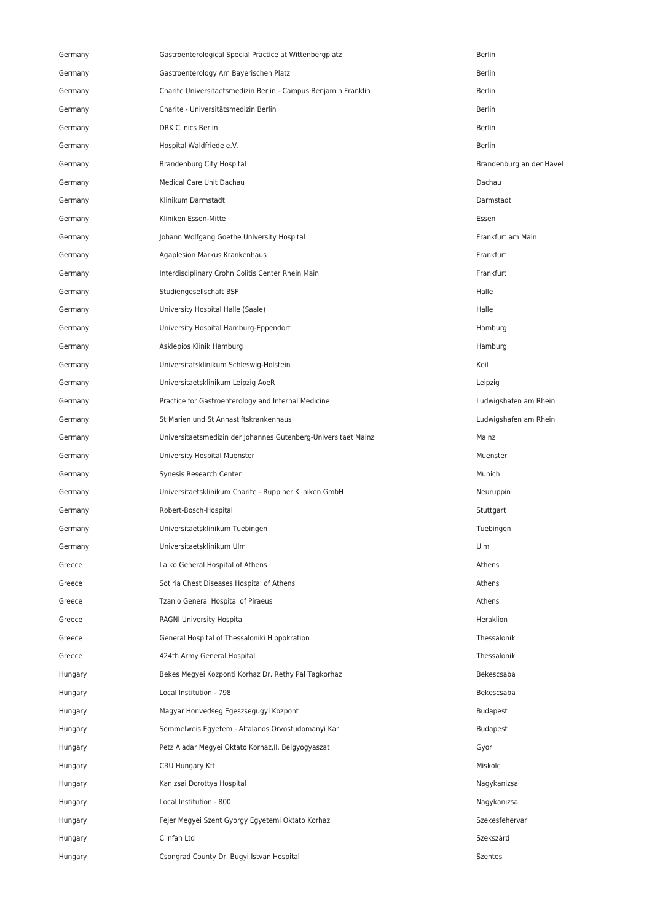| | | |
|---|---|---|
| Germany | Gastroenterological Special Practice at Wittenbergplatz | Berlin |
| Germany | Gastroenterology Am Bayerischen Platz | Berlin |
| Germany | Charite Universitaetsmedizin Berlin - Campus Benjamin Franklin | Berlin |
| Germany | Charite - Universitätsmedizin Berlin | Berlin |
| Germany | DRK Clinics Berlin | Berlin |
| Germany | Hospital Waldfriede e.V. | Berlin |
| Germany | Brandenburg City Hospital | Brandenburg an der Havel |
| Germany | Medical Care Unit Dachau | Dachau |
| Germany | Klinikum Darmstadt | Darmstadt |
| Germany | Kliniken Essen-Mitte | Essen |
| Germany | Johann Wolfgang Goethe University Hospital | Frankfurt am Main |
| Germany | Agaplesion Markus Krankenhaus | Frankfurt |
| Germany | Interdisciplinary Crohn Colitis Center Rhein Main | Frankfurt |
| Germany | Studiengesellschaft BSF | Halle |
| Germany | University Hospital Halle (Saale) | Halle |
| Germany | University Hospital Hamburg-Eppendorf | Hamburg |
| Germany | Asklepios Klinik Hamburg | Hamburg |
| Germany | Universitatsklinikum Schleswig-Holstein | Keil |
| Germany | Universitaetsklinikum Leipzig AoeR | Leipzig |
| Germany | Practice for Gastroenterology and Internal Medicine | Ludwigshafen am Rhein |
| Germany | St Marien und St Annastiftskrankenhaus | Ludwigshafen am Rhein |
| Germany | Universitaetsmedizin der Johannes Gutenberg-Universitaet Mainz | Mainz |
| Germany | University Hospital Muenster | Muenster |
| Germany | Synesis Research Center | Munich |
| Germany | Universitaetsklinikum Charite - Ruppiner Kliniken GmbH | Neuruppin |
| Germany | Robert-Bosch-Hospital | Stuttgart |
| Germany | Universitaetsklinikum Tuebingen | Tuebingen |
| Germany | Universitaetsklinikum Ulm | Ulm |
| Greece | Laiko General Hospital of Athens | Athens |
| Greece | Sotiria Chest Diseases Hospital of Athens | Athens |
| Greece | Tzanio General Hospital of Piraeus | Athens |
| Greece | PAGNI University Hospital | Heraklion |
| Greece | General Hospital of Thessaloniki Hippokration | Thessaloniki |
| Greece | 424th Army General Hospital | Thessaloniki |
| Hungary | Bekes Megyei Kozponti Korhaz Dr. Rethy Pal Tagkorhaz | Bekescsaba |
| Hungary | Local Institution - 798 | Bekescsaba |
| Hungary | Magyar Honvedseg Egeszsegugyi Kozpont | Budapest |
| Hungary | Semmelweis Egyetem - Altalanos Orvostudomanyi Kar | Budapest |
| Hungary | Petz Aladar Megyei Oktato Korhaz,II. Belgyogyaszat | Gyor |
| Hungary | CRU Hungary Kft | Miskolc |
| Hungary | Kanizsai Dorottya Hospital | Nagykanizsa |
| Hungary | Local Institution - 800 | Nagykanizsa |
| Hungary | Fejer Megyei Szent Gyorgy Egyetemi Oktato Korhaz | Szekesfehervar |
| Hungary | Clinfan Ltd | Szekszárd |
| Hungary | Csongrad County Dr. Bugyi Istvan Hospital | Szentes |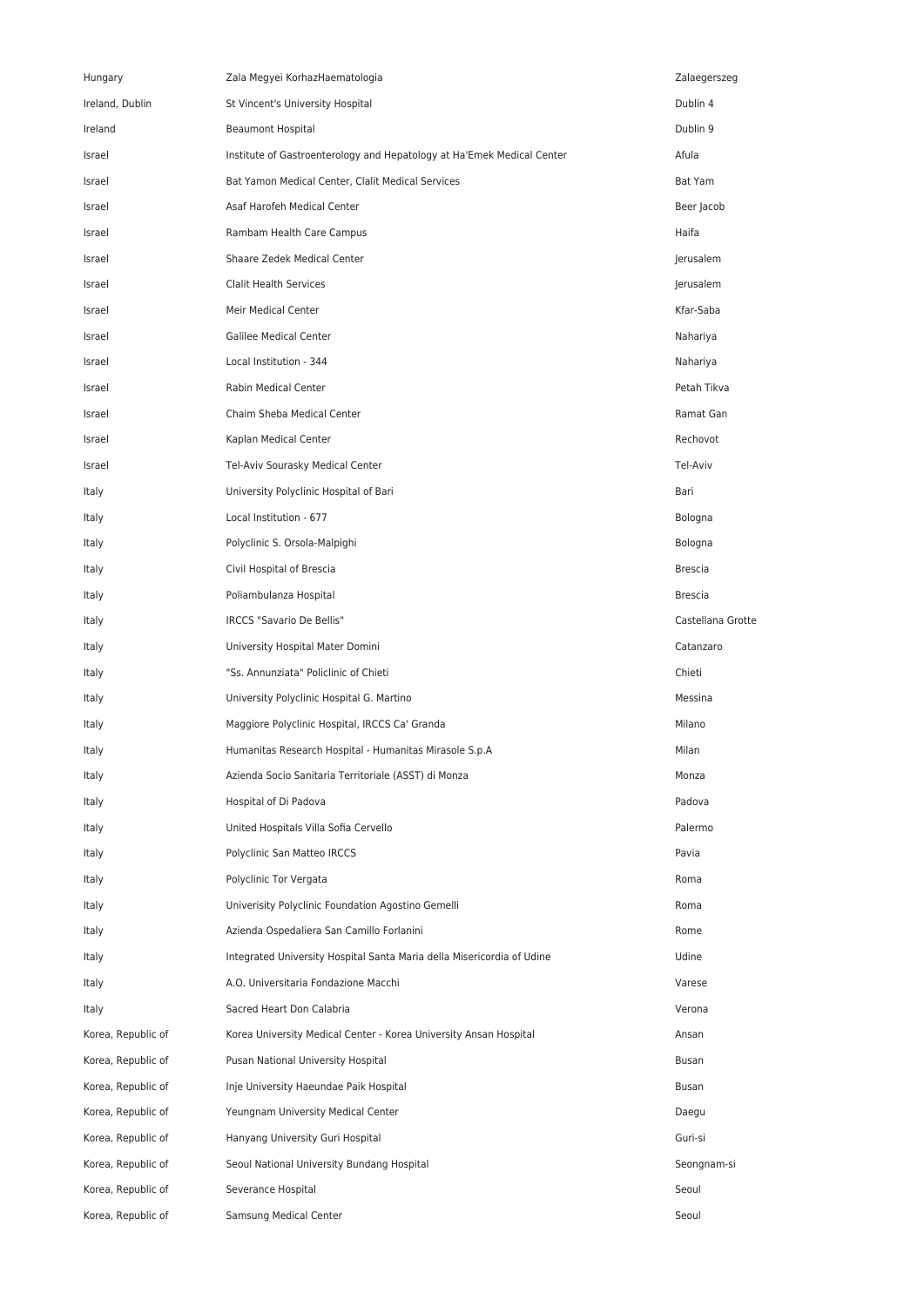| | | |
|---|---|---|
| Hungary | Zala Megyei KorhazHaematologia | Zalaegerszeg |
| Ireland, Dublin | St Vincent's University Hospital | Dublin 4 |
| Ireland | Beaumont Hospital | Dublin 9 |
| Israel | Institute of Gastroenterology and Hepatology at Ha'Emek Medical Center | Afula |
| Israel | Bat Yamon Medical Center, Clalit Medical Services | Bat Yam |
| Israel | Asaf Harofeh Medical Center | Beer Jacob |
| Israel | Rambam Health Care Campus | Haifa |
| Israel | Shaare Zedek Medical Center | Jerusalem |
| Israel | Clalit Health Services | Jerusalem |
| Israel | Meir Medical Center | Kfar-Saba |
| Israel | Galilee Medical Center | Nahariya |
| Israel | Local Institution - 344 | Nahariya |
| Israel | Rabin Medical Center | Petah Tikva |
| Israel | Chaim Sheba Medical Center | Ramat Gan |
| Israel | Kaplan Medical Center | Rechovot |
| Israel | Tel-Aviv Sourasky Medical Center | Tel-Aviv |
| Italy | University Polyclinic Hospital of Bari | Bari |
| Italy | Local Institution - 677 | Bologna |
| Italy | Polyclinic S. Orsola-Malpighi | Bologna |
| Italy | Civil Hospital of Brescia | Brescia |
| Italy | Poliambulanza Hospital | Brescia |
| Italy | IRCCS "Savario De Bellis" | Castellana Grotte |
| Italy | University Hospital Mater Domini | Catanzaro |
| Italy | "Ss. Annunziata" Policlinic of Chieti | Chieti |
| Italy | University Polyclinic Hospital G. Martino | Messina |
| Italy | Maggiore Polyclinic Hospital, IRCCS Ca' Granda | Milano |
| Italy | Humanitas Research Hospital - Humanitas Mirasole S.p.A | Milan |
| Italy | Azienda Socio Sanitaria Territoriale (ASST) di Monza | Monza |
| Italy | Hospital of Di Padova | Padova |
| Italy | United Hospitals Villa Sofia Cervello | Palermo |
| Italy | Polyclinic San Matteo IRCCS | Pavia |
| Italy | Polyclinic Tor Vergata | Roma |
| Italy | Univerisity Polyclinic Foundation Agostino Gemelli | Roma |
| Italy | Azienda Ospedaliera San Camillo Forlanini | Rome |
| Italy | Integrated University Hospital Santa Maria della Misericordia of Udine | Udine |
| Italy | A.O. Universitaria Fondazione Macchi | Varese |
| Italy | Sacred Heart Don Calabria | Verona |
| Korea, Republic of | Korea University Medical Center - Korea University Ansan Hospital | Ansan |
| Korea, Republic of | Pusan National University Hospital | Busan |
| Korea, Republic of | Inje University Haeundae Paik Hospital | Busan |
| Korea, Republic of | Yeungnam University Medical Center | Daegu |
| Korea, Republic of | Hanyang University Guri Hospital | Guri-si |
| Korea, Republic of | Seoul National University Bundang Hospital | Seongnam-si |
| Korea, Republic of | Severance Hospital | Seoul |
| Korea, Republic of | Samsung Medical Center | Seoul |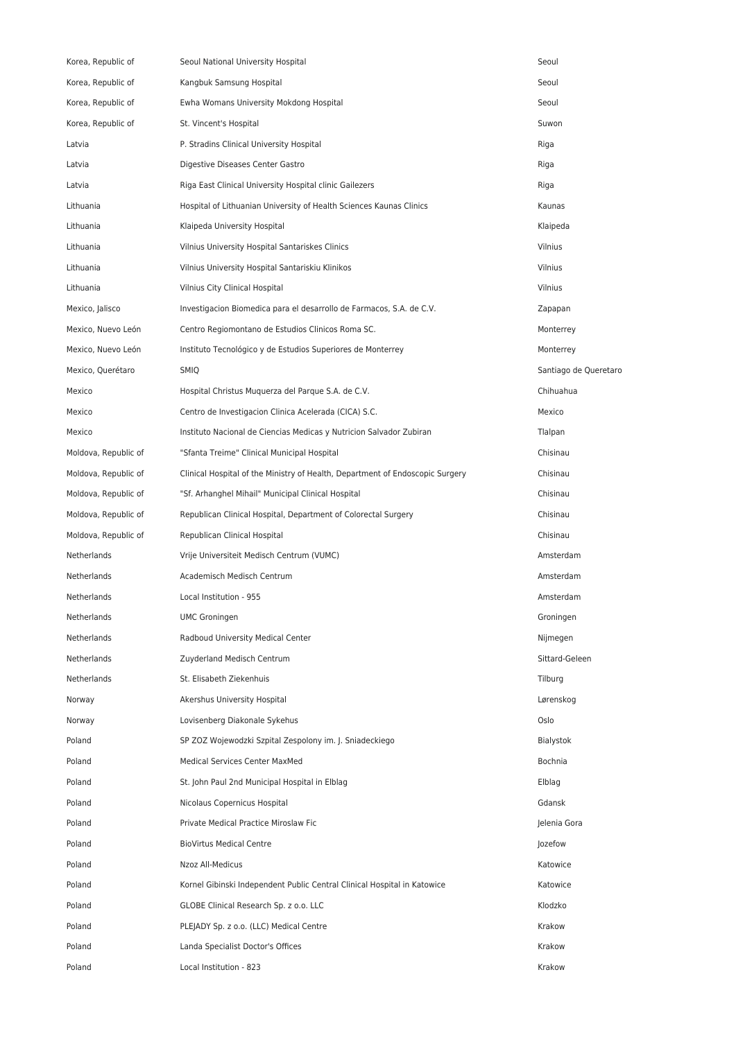| | | |
|---|---|---|
| Korea, Republic of | Seoul National University Hospital | Seoul |
| Korea, Republic of | Kangbuk Samsung Hospital | Seoul |
| Korea, Republic of | Ewha Womans University Mokdong Hospital | Seoul |
| Korea, Republic of | St. Vincent's Hospital | Suwon |
| Latvia | P. Stradins Clinical University Hospital | Riga |
| Latvia | Digestive Diseases Center Gastro | Riga |
| Latvia | Riga East Clinical University Hospital clinic Gailezers | Riga |
| Lithuania | Hospital of Lithuanian University of Health Sciences Kaunas Clinics | Kaunas |
| Lithuania | Klaipeda University Hospital | Klaipeda |
| Lithuania | Vilnius University Hospital Santariskes Clinics | Vilnius |
| Lithuania | Vilnius University Hospital Santariskiu Klinikos | Vilnius |
| Lithuania | Vilnius City Clinical Hospital | Vilnius |
| Mexico, Jalisco | Investigacion Biomedica para el desarrollo de Farmacos, S.A. de C.V. | Zapapan |
| Mexico, Nuevo León | Centro Regiomontano de Estudios Clinicos Roma SC. | Monterrey |
| Mexico, Nuevo León | Instituto Tecnológico y de Estudios Superiores de Monterrey | Monterrey |
| Mexico, Querétaro | SMIQ | Santiago de Queretaro |
| Mexico | Hospital Christus Muquerza del Parque S.A. de C.V. | Chihuahua |
| Mexico | Centro de Investigacion Clinica Acelerada (CICA) S.C. | Mexico |
| Mexico | Instituto Nacional de Ciencias Medicas y Nutricion Salvador Zubiran | Tlalpan |
| Moldova, Republic of | "Sfanta Treime" Clinical Municipal Hospital | Chisinau |
| Moldova, Republic of | Clinical Hospital of the Ministry of Health, Department of Endoscopic Surgery | Chisinau |
| Moldova, Republic of | "Sf. Arhanghel Mihail" Municipal Clinical Hospital | Chisinau |
| Moldova, Republic of | Republican Clinical Hospital, Department of Colorectal Surgery | Chisinau |
| Moldova, Republic of | Republican Clinical Hospital | Chisinau |
| Netherlands | Vrije Universiteit Medisch Centrum (VUMC) | Amsterdam |
| Netherlands | Academisch Medisch Centrum | Amsterdam |
| Netherlands | Local Institution - 955 | Amsterdam |
| Netherlands | UMC Groningen | Groningen |
| Netherlands | Radboud University Medical Center | Nijmegen |
| Netherlands | Zuyderland Medisch Centrum | Sittard-Geleen |
| Netherlands | St. Elisabeth Ziekenhuis | Tilburg |
| Norway | Akershus University Hospital | Lørenskog |
| Norway | Lovisenberg Diakonale Sykehus | Oslo |
| Poland | SP ZOZ Wojewodzki Szpital Zespolony im. J. Sniadeckiego | Bialystok |
| Poland | Medical Services Center MaxMed | Bochnia |
| Poland | St. John Paul 2nd Municipal Hospital in Elblag | Elblag |
| Poland | Nicolaus Copernicus Hospital | Gdansk |
| Poland | Private Medical Practice Miroslaw Fic | Jelenia Gora |
| Poland | BioVirtus Medical Centre | Jozefow |
| Poland | Nzoz All-Medicus | Katowice |
| Poland | Kornel Gibinski Independent Public Central Clinical Hospital in Katowice | Katowice |
| Poland | GLOBE Clinical Research Sp. z o.o. LLC | Klodzko |
| Poland | PLEJADY Sp. z o.o. (LLC) Medical Centre | Krakow |
| Poland | Landa Specialist Doctor's Offices | Krakow |
| Poland | Local Institution - 823 | Krakow |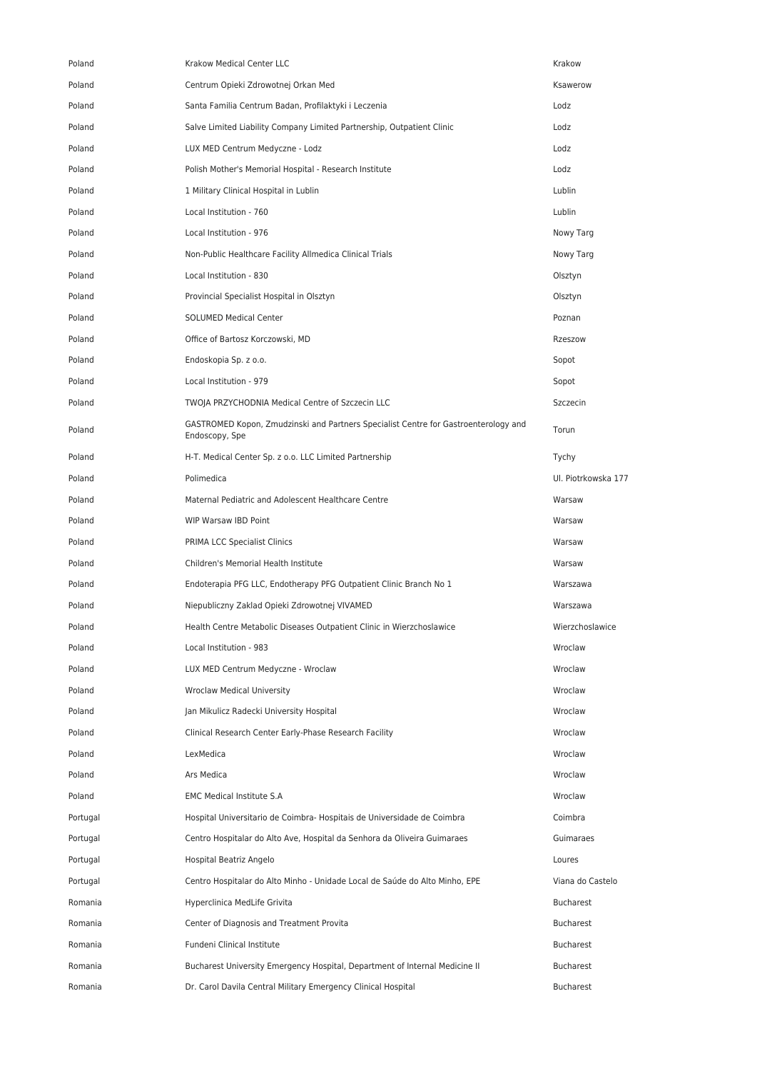| | | |
|---|---|---|
| Poland | Krakow Medical Center LLC | Krakow |
| Poland | Centrum Opieki Zdrowotnej Orkan Med | Ksawerow |
| Poland | Santa Familia Centrum Badan, Profilaktyki i Leczenia | Lodz |
| Poland | Salve Limited Liability Company Limited Partnership, Outpatient Clinic | Lodz |
| Poland | LUX MED Centrum Medyczne - Lodz | Lodz |
| Poland | Polish Mother's Memorial Hospital - Research Institute | Lodz |
| Poland | 1 Military Clinical Hospital in Lublin | Lublin |
| Poland | Local Institution - 760 | Lublin |
| Poland | Local Institution - 976 | Nowy Targ |
| Poland | Non-Public Healthcare Facility Allmedica Clinical Trials | Nowy Targ |
| Poland | Local Institution - 830 | Olsztyn |
| Poland | Provincial Specialist Hospital in Olsztyn | Olsztyn |
| Poland | SOLUMED Medical Center | Poznan |
| Poland | Office of Bartosz Korczowski, MD | Rzeszow |
| Poland | Endoskopia Sp. z o.o. | Sopot |
| Poland | Local Institution - 979 | Sopot |
| Poland | TWOJA PRZYCHODNIA Medical Centre of Szczecin LLC | Szczecin |
| Poland | GASTROMED Kopon, Zmudzinski and Partners Specialist Centre for Gastroenterology and Endoscopy, Spe | Torun |
| Poland | H-T. Medical Center Sp. z o.o. LLC Limited Partnership | Tychy |
| Poland | Polimedica | Ul. Piotrkowska 177 |
| Poland | Maternal Pediatric and Adolescent Healthcare Centre | Warsaw |
| Poland | WIP Warsaw IBD Point | Warsaw |
| Poland | PRIMA LCC Specialist Clinics | Warsaw |
| Poland | Children's Memorial Health Institute | Warsaw |
| Poland | Endoterapia PFG LLC, Endotherapy PFG Outpatient Clinic Branch No 1 | Warszawa |
| Poland | Niepubliczny Zaklad Opieki Zdrowotnej VIVAMED | Warszawa |
| Poland | Health Centre Metabolic Diseases Outpatient Clinic in Wierzchoslawice | Wierzchoslawice |
| Poland | Local Institution - 983 | Wroclaw |
| Poland | LUX MED Centrum Medyczne - Wroclaw | Wroclaw |
| Poland | Wroclaw Medical University | Wroclaw |
| Poland | Jan Mikulicz Radecki University Hospital | Wroclaw |
| Poland | Clinical Research Center Early-Phase Research Facility | Wroclaw |
| Poland | LexMedica | Wroclaw |
| Poland | Ars Medica | Wroclaw |
| Poland | EMC Medical Institute S.A | Wroclaw |
| Portugal | Hospital Universitario de Coimbra- Hospitais de Universidade de Coimbra | Coimbra |
| Portugal | Centro Hospitalar do Alto Ave, Hospital da Senhora da Oliveira Guimaraes | Guimaraes |
| Portugal | Hospital Beatriz Angelo | Loures |
| Portugal | Centro Hospitalar do Alto Minho - Unidade Local de Saúde do Alto Minho, EPE | Viana do Castelo |
| Romania | Hyperclinica MedLife Grivita | Bucharest |
| Romania | Center of Diagnosis and Treatment Provita | Bucharest |
| Romania | Fundeni Clinical Institute | Bucharest |
| Romania | Bucharest University Emergency Hospital, Department of Internal Medicine II | Bucharest |
| Romania | Dr. Carol Davila Central Military Emergency Clinical Hospital | Bucharest |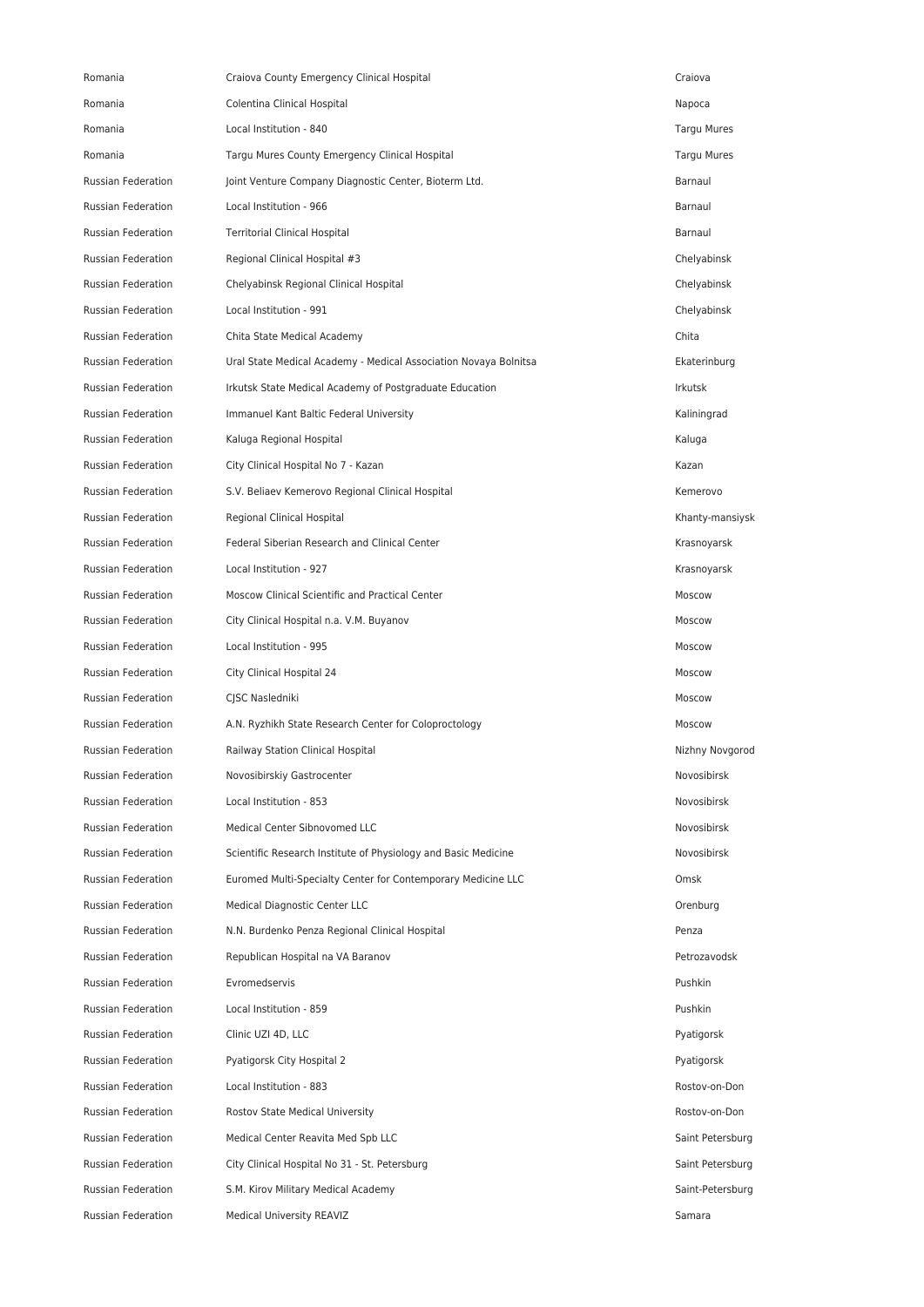| Romania | Craiova County Emergency Clinical Hospital | Craiova |
|---|---|---|
| Romania | Colentina Clinical Hospital | Napoca |
| Romania | Local Institution - 840 | Targu Mures |
| Romania | Targu Mures County Emergency Clinical Hospital | Targu Mures |
| Russian Federation | Joint Venture Company Diagnostic Center, Bioterm Ltd. | Barnaul |
| Russian Federation | Local Institution - 966 | Barnaul |
| Russian Federation | Territorial Clinical Hospital | Barnaul |
| Russian Federation | Regional Clinical Hospital #3 | Chelyabinsk |
| Russian Federation | Chelyabinsk Regional Clinical Hospital | Chelyabinsk |
| Russian Federation | Local Institution - 991 | Chelyabinsk |
| Russian Federation | Chita State Medical Academy | Chita |
| Russian Federation | Ural State Medical Academy - Medical Association Novaya Bolnitsa | Ekaterinburg |
| Russian Federation | Irkutsk State Medical Academy of Postgraduate Education | Irkutsk |
| Russian Federation | Immanuel Kant Baltic Federal University | Kaliningrad |
| Russian Federation | Kaluga Regional Hospital | Kaluga |
| Russian Federation | City Clinical Hospital No 7 - Kazan | Kazan |
| Russian Federation | S.V. Beliaev Kemerovo Regional Clinical Hospital | Kemerovo |
| Russian Federation | Regional Clinical Hospital | Khanty-mansiysk |
| Russian Federation | Federal Siberian Research and Clinical Center | Krasnoyarsk |
| Russian Federation | Local Institution - 927 | Krasnoyarsk |
| Russian Federation | Moscow Clinical Scientific and Practical Center | Moscow |
| Russian Federation | City Clinical Hospital n.a. V.M. Buyanov | Moscow |
| Russian Federation | Local Institution - 995 | Moscow |
| Russian Federation | City Clinical Hospital 24 | Moscow |
| Russian Federation | CJSC Nasledniki | Moscow |
| Russian Federation | A.N. Ryzhikh State Research Center for Coloproctology | Moscow |
| Russian Federation | Railway Station Clinical Hospital | Nizhny Novgorod |
| Russian Federation | Novosibirskiy Gastrocenter | Novosibirsk |
| Russian Federation | Local Institution - 853 | Novosibirsk |
| Russian Federation | Medical Center Sibnovomed LLC | Novosibirsk |
| Russian Federation | Scientific Research Institute of Physiology and Basic Medicine | Novosibirsk |
| Russian Federation | Euromed Multi-Specialty Center for Contemporary Medicine LLC | Omsk |
| Russian Federation | Medical Diagnostic Center LLC | Orenburg |
| Russian Federation | N.N. Burdenko Penza Regional Clinical Hospital | Penza |
| Russian Federation | Republican Hospital na VA Baranov | Petrozavodsk |
| Russian Federation | Evromedservis | Pushkin |
| Russian Federation | Local Institution - 859 | Pushkin |
| Russian Federation | Clinic UZI 4D, LLC | Pyatigorsk |
| Russian Federation | Pyatigorsk City Hospital 2 | Pyatigorsk |
| Russian Federation | Local Institution - 883 | Rostov-on-Don |
| Russian Federation | Rostov State Medical University | Rostov-on-Don |
| Russian Federation | Medical Center Reavita Med Spb LLC | Saint Petersburg |
| Russian Federation | City Clinical Hospital No 31 - St. Petersburg | Saint Petersburg |
| Russian Federation | S.M. Kirov Military Medical Academy | Saint-Petersburg |
| Russian Federation | Medical University REAVIZ | Samara |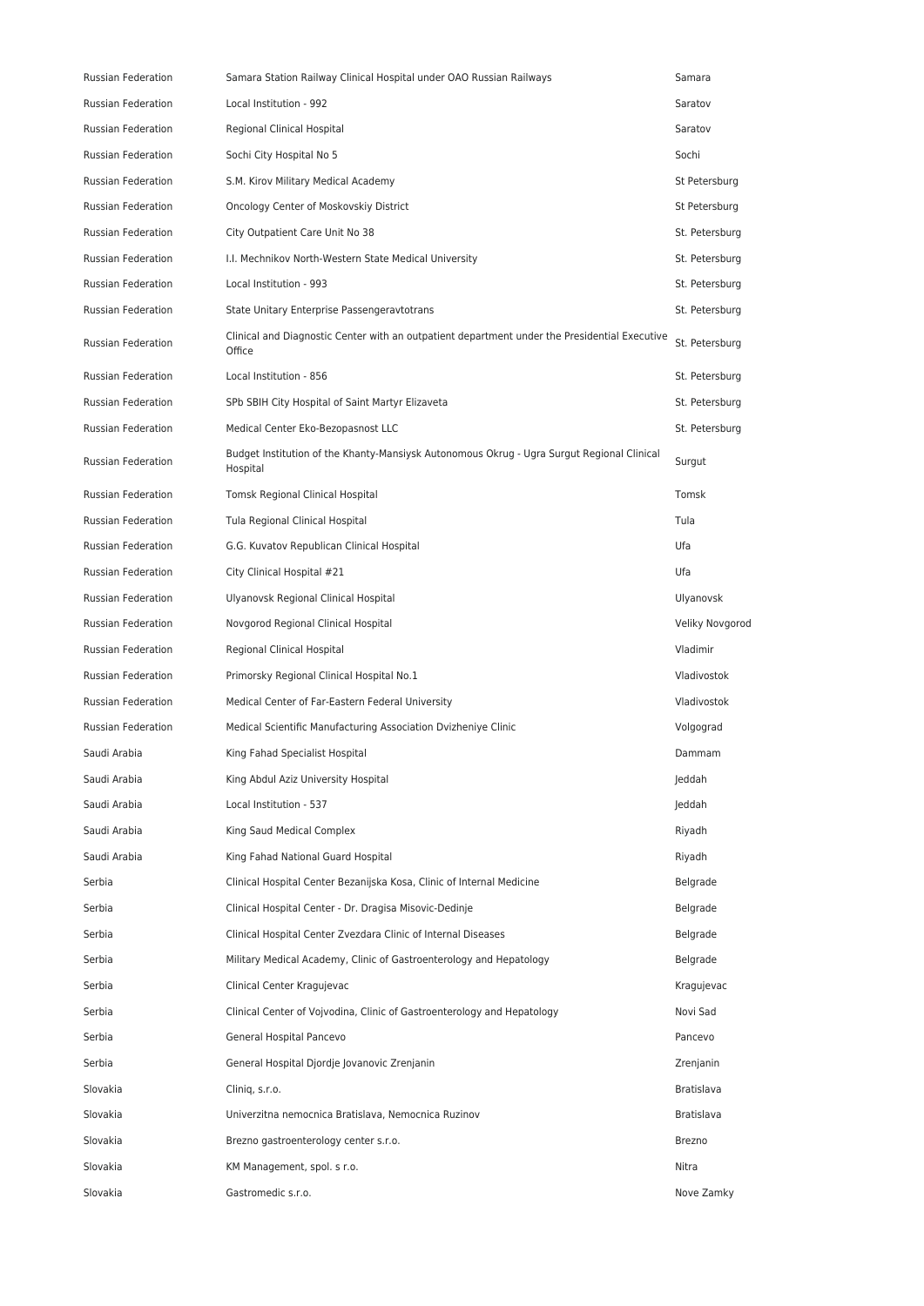| | | |
|---|---|---|
| Russian Federation | Samara Station Railway Clinical Hospital under OAO Russian Railways | Samara |
| Russian Federation | Local Institution - 992 | Saratov |
| Russian Federation | Regional Clinical Hospital | Saratov |
| Russian Federation | Sochi City Hospital No 5 | Sochi |
| Russian Federation | S.M. Kirov Military Medical Academy | St Petersburg |
| Russian Federation | Oncology Center of Moskovskiy District | St Petersburg |
| Russian Federation | City Outpatient Care Unit No 38 | St. Petersburg |
| Russian Federation | I.I. Mechnikov North-Western State Medical University | St. Petersburg |
| Russian Federation | Local Institution - 993 | St. Petersburg |
| Russian Federation | State Unitary Enterprise Passengeravtotrans | St. Petersburg |
| Russian Federation | Clinical and Diagnostic Center with an outpatient department under the Presidential Executive Office | St. Petersburg |
| Russian Federation | Local Institution - 856 | St. Petersburg |
| Russian Federation | SPb SBIH City Hospital of Saint Martyr Elizaveta | St. Petersburg |
| Russian Federation | Medical Center Eko-Bezopasnost LLC | St. Petersburg |
| Russian Federation | Budget Institution of the Khanty-Mansiysk Autonomous Okrug - Ugra Surgut Regional Clinical Hospital | Surgut |
| Russian Federation | Tomsk Regional Clinical Hospital | Tomsk |
| Russian Federation | Tula Regional Clinical Hospital | Tula |
| Russian Federation | G.G. Kuvatov Republican Clinical Hospital | Ufa |
| Russian Federation | City Clinical Hospital #21 | Ufa |
| Russian Federation | Ulyanovsk Regional Clinical Hospital | Ulyanovsk |
| Russian Federation | Novgorod Regional Clinical Hospital | Veliky Novgorod |
| Russian Federation | Regional Clinical Hospital | Vladimir |
| Russian Federation | Primorsky Regional Clinical Hospital No.1 | Vladivostok |
| Russian Federation | Medical Center of Far-Eastern Federal University | Vladivostok |
| Russian Federation | Medical Scientific Manufacturing Association Dvizheniye Clinic | Volgograd |
| Saudi Arabia | King Fahad Specialist Hospital | Dammam |
| Saudi Arabia | King Abdul Aziz University Hospital | Jeddah |
| Saudi Arabia | Local Institution - 537 | Jeddah |
| Saudi Arabia | King Saud Medical Complex | Riyadh |
| Saudi Arabia | King Fahad National Guard Hospital | Riyadh |
| Serbia | Clinical Hospital Center Bezanijska Kosa, Clinic of Internal Medicine | Belgrade |
| Serbia | Clinical Hospital Center - Dr. Dragisa Misovic-Dedinje | Belgrade |
| Serbia | Clinical Hospital Center Zvezdara Clinic of Internal Diseases | Belgrade |
| Serbia | Military Medical Academy, Clinic of Gastroenterology and Hepatology | Belgrade |
| Serbia | Clinical Center Kragujevac | Kragujevac |
| Serbia | Clinical Center of Vojvodina, Clinic of Gastroenterology and Hepatology | Novi Sad |
| Serbia | General Hospital Pancevo | Pancevo |
| Serbia | General Hospital Djordje Jovanovic Zrenjanin | Zrenjanin |
| Slovakia | Cliniq, s.r.o. | Bratislava |
| Slovakia | Univerzitna nemocnica Bratislava, Nemocnica Ruzinov | Bratislava |
| Slovakia | Brezno gastroenterology center s.r.o. | Brezno |
| Slovakia | KM Management, spol. s r.o. | Nitra |
| Slovakia | Gastromedic s.r.o. | Nove Zamky |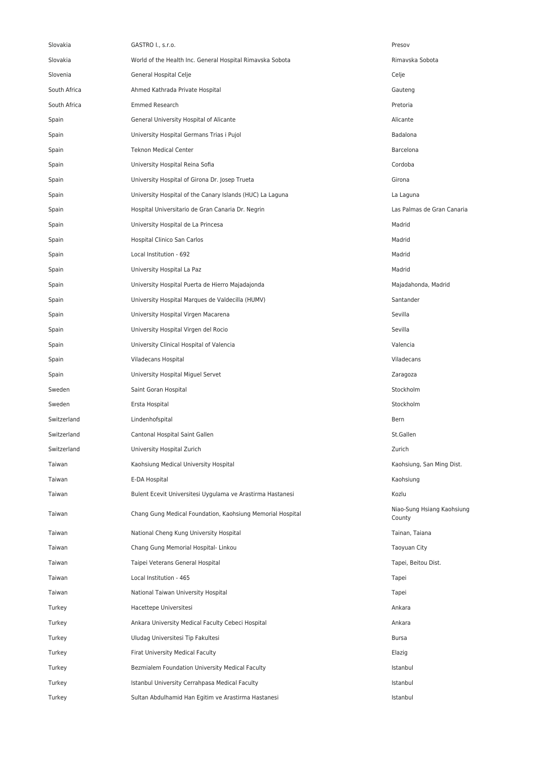| | | |
|---|---|---|
| Slovakia | GASTRO I., s.r.o. | Presov |
| Slovakia | World of the Health Inc. General Hospital Rimavska Sobota | Rimavska Sobota |
| Slovenia | General Hospital Celje | Celje |
| South Africa | Ahmed Kathrada Private Hospital | Gauteng |
| South Africa | Emmed Research | Pretoria |
| Spain | General University Hospital of Alicante | Alicante |
| Spain | University Hospital Germans Trias i Pujol | Badalona |
| Spain | Teknon Medical Center | Barcelona |
| Spain | University Hospital Reina Sofia | Cordoba |
| Spain | University Hospital of Girona Dr. Josep Trueta | Girona |
| Spain | University Hospital of the Canary Islands (HUC) La Laguna | La Laguna |
| Spain | Hospital Universitario de Gran Canaria Dr. Negrin | Las Palmas de Gran Canaria |
| Spain | University Hospital de La Princesa | Madrid |
| Spain | Hospital Clinico San Carlos | Madrid |
| Spain | Local Institution - 692 | Madrid |
| Spain | University Hospital La Paz | Madrid |
| Spain | University Hospital Puerta de Hierro Majadajonda | Majadahonda, Madrid |
| Spain | University Hospital Marques de Valdecilla (HUMV) | Santander |
| Spain | University Hospital Virgen Macarena | Sevilla |
| Spain | University Hospital Virgen del Rocio | Sevilla |
| Spain | University Clinical Hospital of Valencia | Valencia |
| Spain | Viladecans Hospital | Viladecans |
| Spain | University Hospital Miguel Servet | Zaragoza |
| Sweden | Saint Goran Hospital | Stockholm |
| Sweden | Ersta Hospital | Stockholm |
| Switzerland | Lindenhofspital | Bern |
| Switzerland | Cantonal Hospital Saint Gallen | St.Gallen |
| Switzerland | University Hospital Zurich | Zurich |
| Taiwan | Kaohsiung Medical University Hospital | Kaohsiung, San Ming Dist. |
| Taiwan | E-DA Hospital | Kaohsiung |
| Taiwan | Bulent Ecevit Universitesi Uygulama ve Arastirma Hastanesi | Kozlu |
| Taiwan | Chang Gung Medical Foundation, Kaohsiung Memorial Hospital | Niao-Sung Hsiang Kaohsiung County |
| Taiwan | National Cheng Kung University Hospital | Tainan, Taiana |
| Taiwan | Chang Gung Memorial Hospital- Linkou | Taoyuan City |
| Taiwan | Taipei Veterans General Hospital | Tapei, Beitou Dist. |
| Taiwan | Local Institution - 465 | Tapei |
| Taiwan | National Taiwan University Hospital | Tapei |
| Turkey | Hacettepe Universitesi | Ankara |
| Turkey | Ankara University Medical Faculty Cebeci Hospital | Ankara |
| Turkey | Uludag Universitesi Tip Fakultesi | Bursa |
| Turkey | Firat University Medical Faculty | Elazig |
| Turkey | Bezmialem Foundation University Medical Faculty | Istanbul |
| Turkey | Istanbul University Cerrahpasa Medical Faculty | Istanbul |
| Turkey | Sultan Abdulhamid Han Egitim ve Arastirma Hastanesi | Istanbul |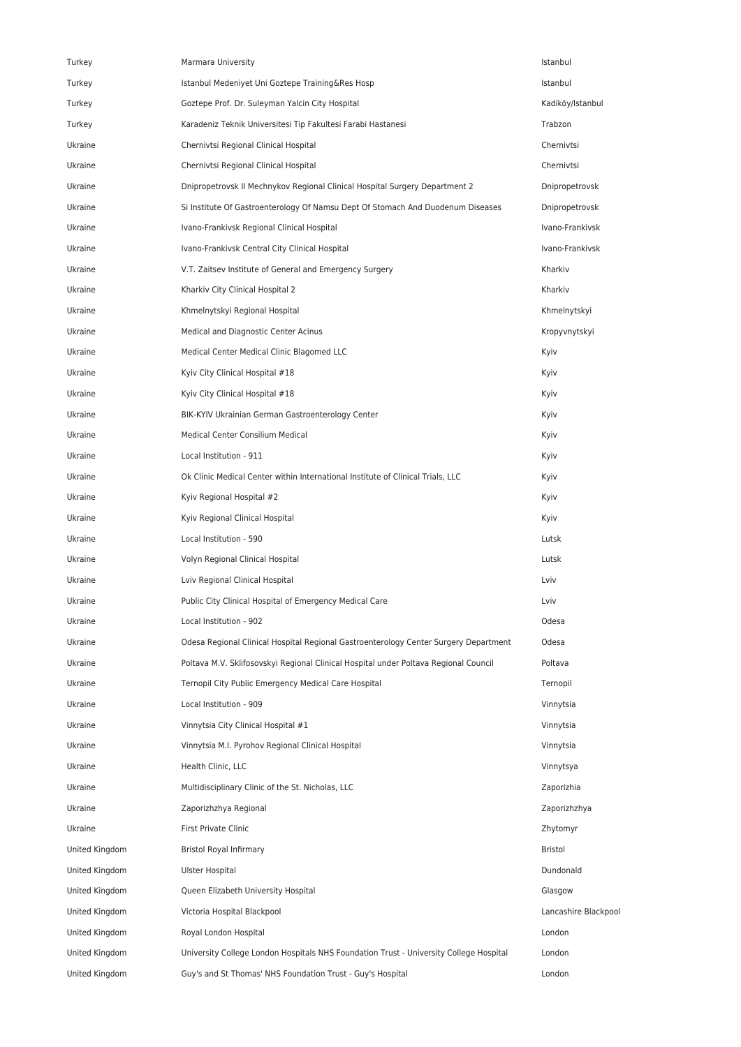| | | |
|---|---|---|
| Turkey | Marmara University | Istanbul |
| Turkey | Istanbul Medeniyet Uni Goztepe Training&Res Hosp | Istanbul |
| Turkey | Goztepe Prof. Dr. Suleyman Yalcin City Hospital | Kadiköy/Istanbul |
| Turkey | Karadeniz Teknik Universitesi Tip Fakultesi Farabi Hastanesi | Trabzon |
| Ukraine | Chernivtsi Regional Clinical Hospital | Chernivtsi |
| Ukraine | Chernivtsi Regional Clinical Hospital | Chernivtsi |
| Ukraine | Dnipropetrovsk II Mechnykov Regional Clinical Hospital Surgery Department 2 | Dnipropetrovsk |
| Ukraine | Si Institute Of Gastroenterology Of Namsu Dept Of Stomach And Duodenum Diseases | Dnipropetrovsk |
| Ukraine | Ivano-Frankivsk Regional Clinical Hospital | Ivano-Frankivsk |
| Ukraine | Ivano-Frankivsk Central City Clinical Hospital | Ivano-Frankivsk |
| Ukraine | V.T. Zaitsev Institute of General and Emergency Surgery | Kharkiv |
| Ukraine | Kharkiv City Clinical Hospital 2 | Kharkiv |
| Ukraine | Khmelnytskyi Regional Hospital | Khmelnytskyi |
| Ukraine | Medical and Diagnostic Center Acinus | Kropyvnytskyi |
| Ukraine | Medical Center Medical Clinic Blagomed LLC | Kyiv |
| Ukraine | Kyiv City Clinical Hospital #18 | Kyiv |
| Ukraine | Kyiv City Clinical Hospital #18 | Kyiv |
| Ukraine | BIK-KYIV Ukrainian German Gastroenterology Center | Kyiv |
| Ukraine | Medical Center Consilium Medical | Kyiv |
| Ukraine | Local Institution - 911 | Kyiv |
| Ukraine | Ok Clinic Medical Center within International Institute of Clinical Trials, LLC | Kyiv |
| Ukraine | Kyiv Regional Hospital #2 | Kyiv |
| Ukraine | Kyiv Regional Clinical Hospital | Kyiv |
| Ukraine | Local Institution - 590 | Lutsk |
| Ukraine | Volyn Regional Clinical Hospital | Lutsk |
| Ukraine | Lviv Regional Clinical Hospital | Lviv |
| Ukraine | Public City Clinical Hospital of Emergency Medical Care | Lviv |
| Ukraine | Local Institution - 902 | Odesa |
| Ukraine | Odesa Regional Clinical Hospital Regional Gastroenterology Center Surgery Department | Odesa |
| Ukraine | Poltava M.V. Sklifosovskyi Regional Clinical Hospital under Poltava Regional Council | Poltava |
| Ukraine | Ternopil City Public Emergency Medical Care Hospital | Ternopil |
| Ukraine | Local Institution - 909 | Vinnytsia |
| Ukraine | Vinnytsia City Clinical Hospital #1 | Vinnytsia |
| Ukraine | Vinnytsia M.I. Pyrohov Regional Clinical Hospital | Vinnytsia |
| Ukraine | Health Clinic, LLC | Vinnytsya |
| Ukraine | Multidisciplinary Clinic of the St. Nicholas, LLC | Zaporizhia |
| Ukraine | Zaporizhzhya Regional | Zaporizhzhya |
| Ukraine | First Private Clinic | Zhytomyr |
| United Kingdom | Bristol Royal Infirmary | Bristol |
| United Kingdom | Ulster Hospital | Dundonald |
| United Kingdom | Queen Elizabeth University Hospital | Glasgow |
| United Kingdom | Victoria Hospital Blackpool | Lancashire Blackpool |
| United Kingdom | Royal London Hospital | London |
| United Kingdom | University College London Hospitals NHS Foundation Trust - University College Hospital | London |
| United Kingdom | Guy's and St Thomas' NHS Foundation Trust - Guy's Hospital | London |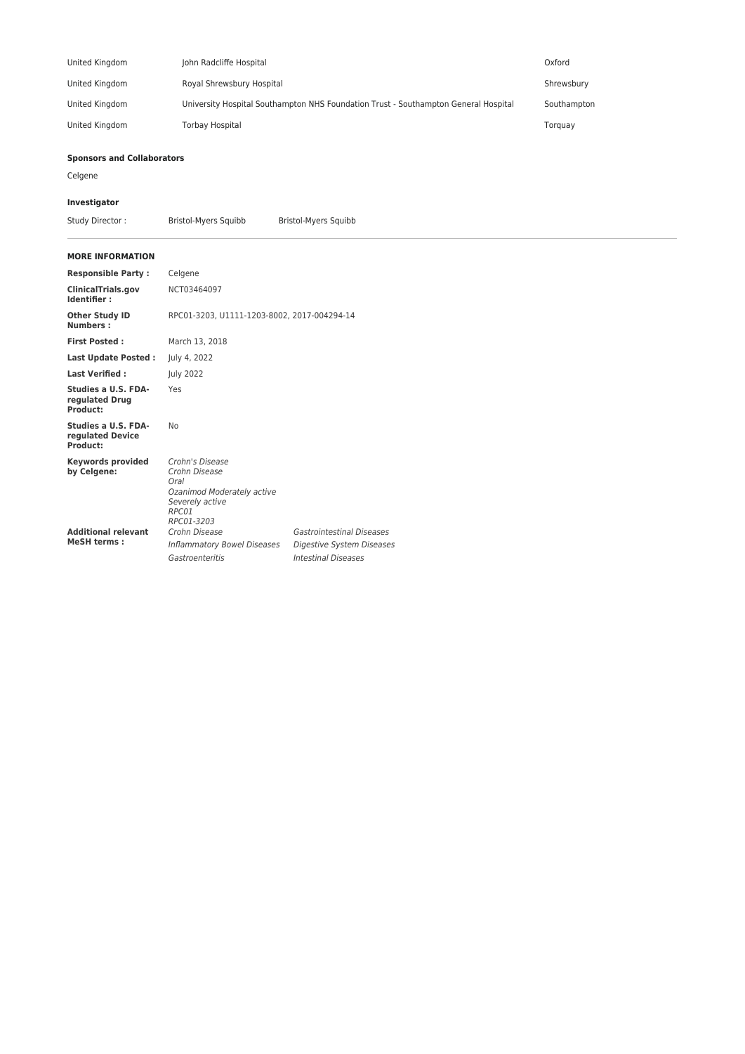| | | |
|---|---|---|
| United Kingdom | John Radcliffe Hospital | Oxford |
| United Kingdom | Royal Shrewsbury Hospital | Shrewsbury |
| United Kingdom | University Hospital Southampton NHS Foundation Trust - Southampton General Hospital | Southampton |
| United Kingdom | Torbay Hospital | Torquay |

**Sponsors and Collaborators**

Celgene

**Investigator**

| | | |
|---|---|---|
| Study Director : | Bristol-Myers Squibb | Bristol-Myers Squibb |

**MORE INFORMATION**

| | | |
|---|---|---|
| **Responsible Party :** | Celgene | |
| **ClinicalTrials.gov Identifier :** | NCT03464097 | |
| **Other Study ID Numbers :** | RPC01-3203, U1111-1203-8002, 2017-004294-14 | |
| **First Posted :** | March 13, 2018 | |
| **Last Update Posted :** | July 4, 2022 | |
| **Last Verified :** | July 2022 | |
| **Studies a U.S. FDA-regulated Drug Product:** | Yes | |
| **Studies a U.S. FDA-regulated Device Product:** | No | |
| **Keywords provided by Celgene:** | *Crohn's Disease*<br>*Crohn Disease*<br>*Oral*<br>*Ozanimod Moderately active*<br>*Severely active*<br>*RPC01*<br>*RPC01-3203* | |
| **Additional relevant MeSH terms :** | *Crohn Disease* | *Gastrointestinal Diseases* |
| | *Inflammatory Bowel Diseases* | *Digestive System Diseases* |
| | *Gastroenteritis* | *Intestinal Diseases* |